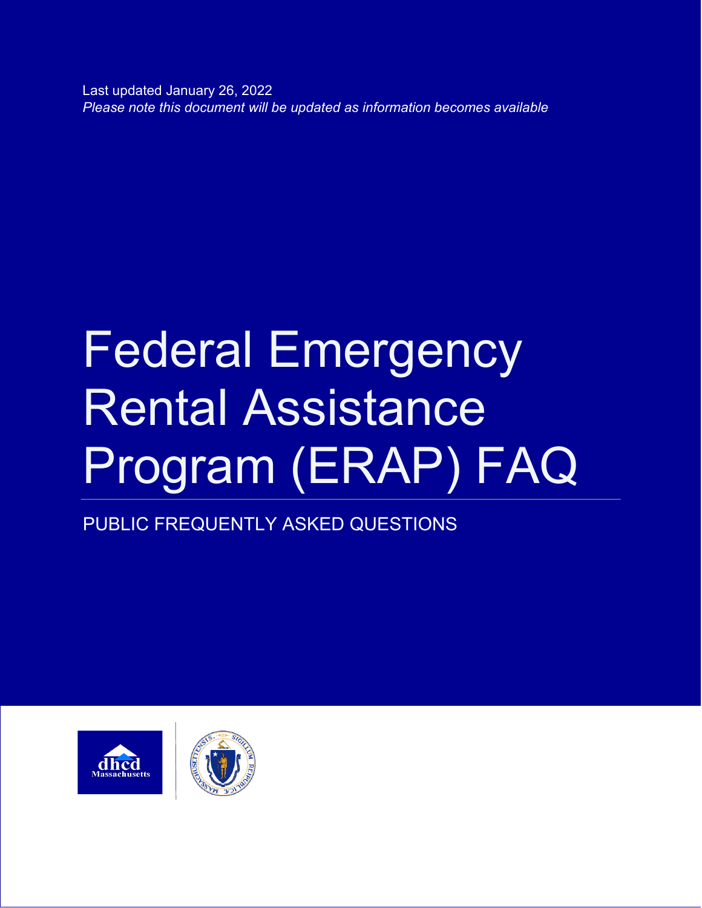Last updated January 26, 2022

*Please note this document will be updated as information becomes available*

# Federal Emergency Rental Assistance Program (ERAP) FAQ

PUBLIC FREQUENTLY ASKED QUESTIONS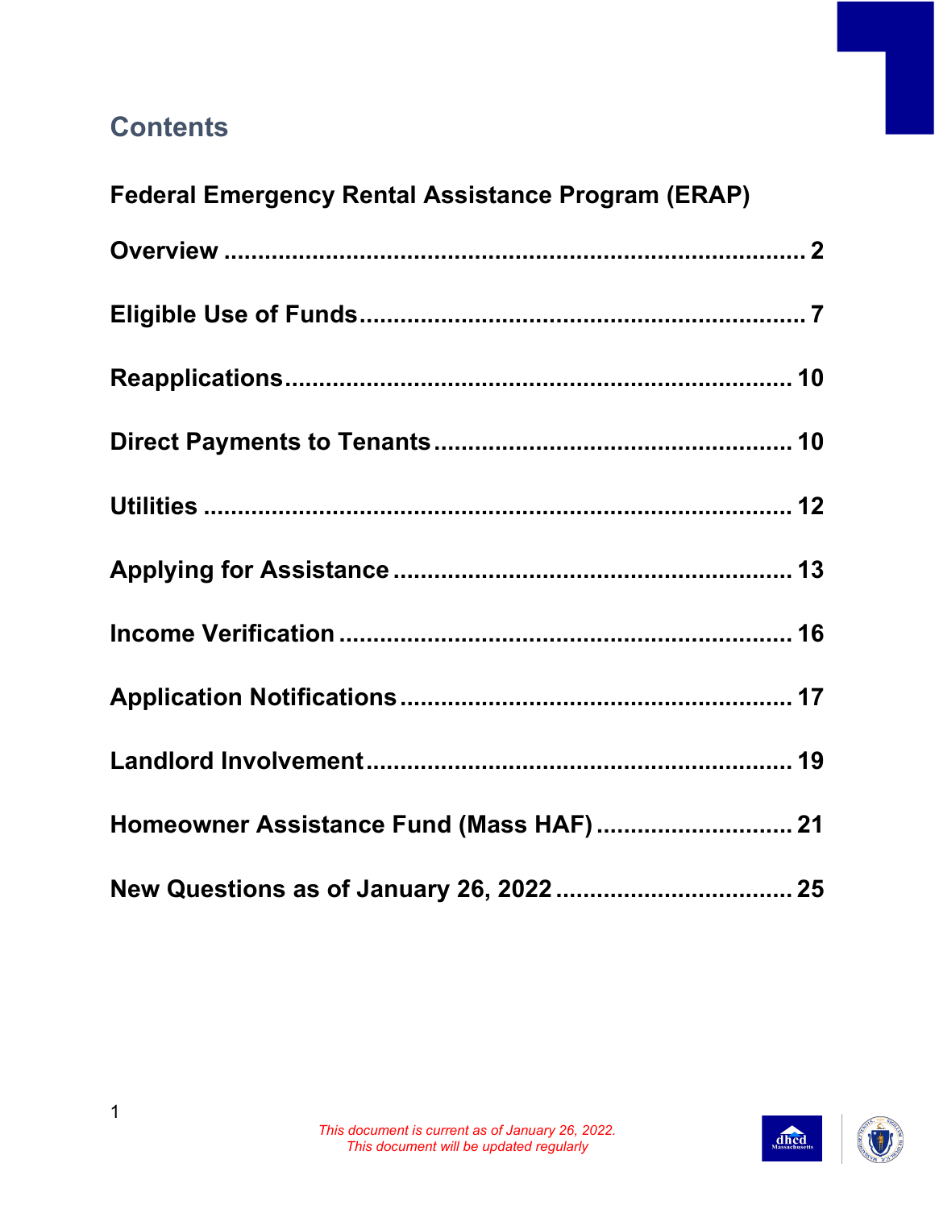# Contents

**Federal Emergency Rental Assistance Program (ERAP)**

**Overview** ..................................................................................... 2

**Eligible Use of Funds** ................................................................ 7

**Reapplications** .......................................................................... 10

**Direct Payments to Tenants** .................................................... 10

**Utilities** ..................................................................................... 12

**Applying for Assistance** .......................................................... 13

**Income Verification** ................................................................. 16

**Application Notifications** ........................................................ 17

**Landlord Involvement** .............................................................. 19

**Homeowner Assistance Fund (Mass HAF)** ............................. 21

**New Questions as of January 26, 2022** ................................... 25

*This document is current as of January 26, 2022.*
*This document will be updated regularly*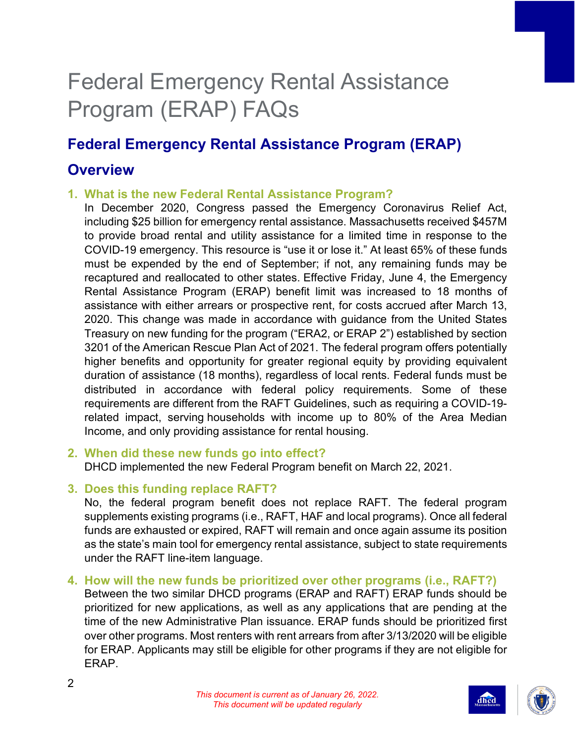# Federal Emergency Rental Assistance Program (ERAP) FAQs

## Federal Emergency Rental Assistance Program (ERAP)

## Overview

1. **What is the new Federal Rental Assistance Program?**
   In December 2020, Congress passed the Emergency Coronavirus Relief Act, including $25 billion for emergency rental assistance. Massachusetts received $457M to provide broad rental and utility assistance for a limited time in response to the COVID-19 emergency. This resource is "use it or lose it." At least 65% of these funds must be expended by the end of September; if not, any remaining funds may be recaptured and reallocated to other states. Effective Friday, June 4, the Emergency Rental Assistance Program (ERAP) benefit limit was increased to 18 months of assistance with either arrears or prospective rent, for costs accrued after March 13, 2020. This change was made in accordance with guidance from the United States Treasury on new funding for the program ("ERA2, or ERAP 2") established by section 3201 of the American Rescue Plan Act of 2021. The federal program offers potentially higher benefits and opportunity for greater regional equity by providing equivalent duration of assistance (18 months), regardless of local rents. Federal funds must be distributed in accordance with federal policy requirements. Some of these requirements are different from the RAFT Guidelines, such as requiring a COVID-19-related impact, serving households with income up to 80% of the Area Median Income, and only providing assistance for rental housing.

2. **When did these new funds go into effect?**
   DHCD implemented the new Federal Program benefit on March 22, 2021.

3. **Does this funding replace RAFT?**
   No, the federal program benefit does not replace RAFT. The federal program supplements existing programs (i.e., RAFT, HAF and local programs). Once all federal funds are exhausted or expired, RAFT will remain and once again assume its position as the state's main tool for emergency rental assistance, subject to state requirements under the RAFT line-item language.

4. **How will the new funds be prioritized over other programs (i.e., RAFT?)**
   Between the two similar DHCD programs (ERAP and RAFT) ERAP funds should be prioritized for new applications, as well as any applications that are pending at the time of the new Administrative Plan issuance. ERAP funds should be prioritized first over other programs. Most renters with rent arrears from after 3/13/2020 will be eligible for ERAP. Applicants may still be eligible for other programs if they are not eligible for ERAP.

*This document is current as of January 26, 2022.*
*This document will be updated regularly*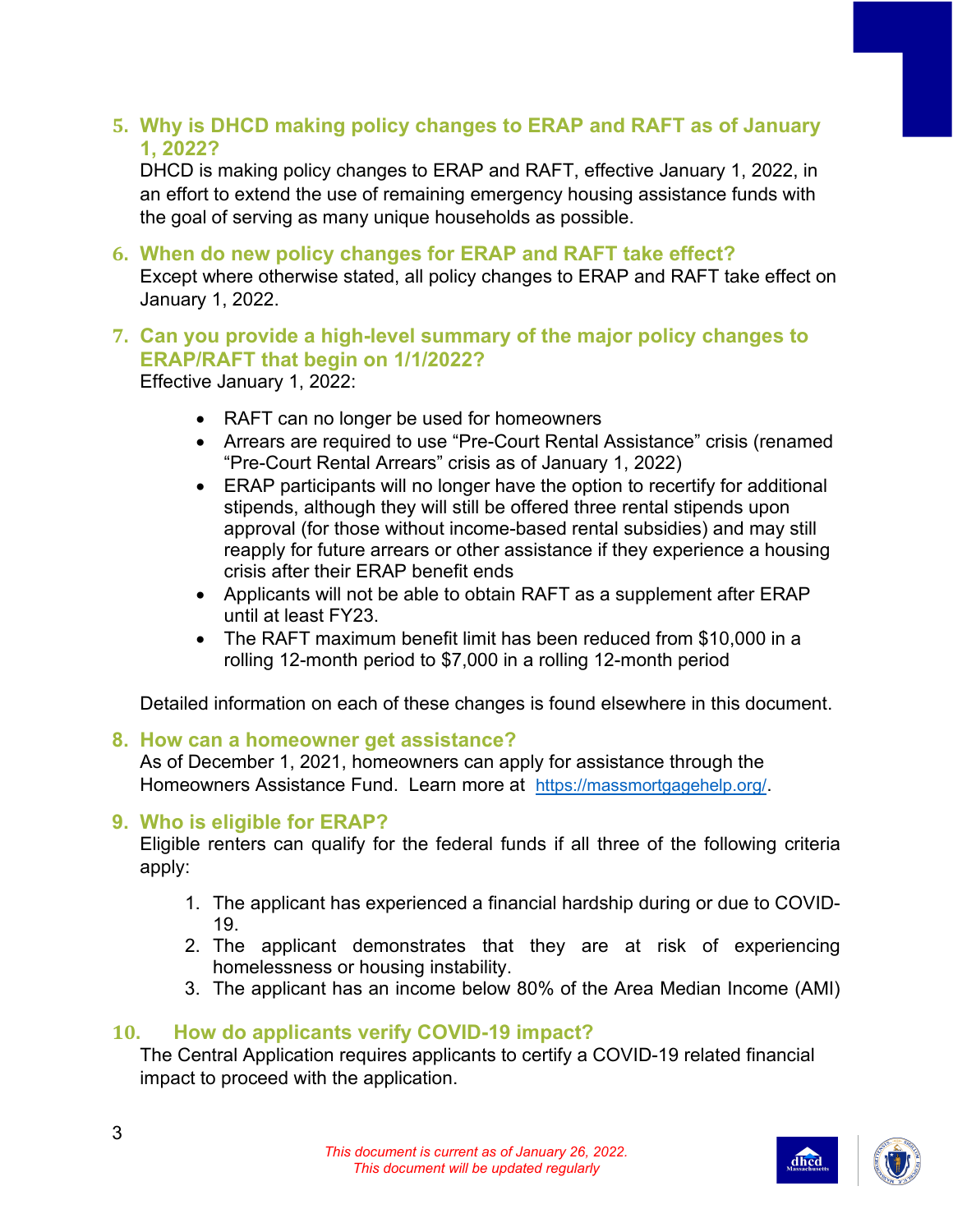### 5. Why is DHCD making policy changes to ERAP and RAFT as of January 1, 2022?

DHCD is making policy changes to ERAP and RAFT, effective January 1, 2022, in an effort to extend the use of remaining emergency housing assistance funds with the goal of serving as many unique households as possible.

### 6. When do new policy changes for ERAP and RAFT take effect?

Except where otherwise stated, all policy changes to ERAP and RAFT take effect on January 1, 2022.

### 7. Can you provide a high-level summary of the major policy changes to ERAP/RAFT that begin on 1/1/2022?

Effective January 1, 2022:

- RAFT can no longer be used for homeowners
- Arrears are required to use "Pre-Court Rental Assistance" crisis (renamed "Pre-Court Rental Arrears" crisis as of January 1, 2022)
- ERAP participants will no longer have the option to recertify for additional stipends, although they will still be offered three rental stipends upon approval (for those without income-based rental subsidies) and may still reapply for future arrears or other assistance if they experience a housing crisis after their ERAP benefit ends
- Applicants will not be able to obtain RAFT as a supplement after ERAP until at least FY23.
- The RAFT maximum benefit limit has been reduced from $10,000 in a rolling 12-month period to $7,000 in a rolling 12-month period

Detailed information on each of these changes is found elsewhere in this document.

### 8. How can a homeowner get assistance?

As of December 1, 2021, homeowners can apply for assistance through the Homeowners Assistance Fund. Learn more at https://massmortgagehelp.org/.

### 9. Who is eligible for ERAP?

Eligible renters can qualify for the federal funds if all three of the following criteria apply:

1. The applicant has experienced a financial hardship during or due to COVID-19.
2. The applicant demonstrates that they are at risk of experiencing homelessness or housing instability.
3. The applicant has an income below 80% of the Area Median Income (AMI)

### 10. How do applicants verify COVID-19 impact?

The Central Application requires applicants to certify a COVID-19 related financial impact to proceed with the application.

*This document is current as of January 26, 2022.*
*This document will be updated regularly*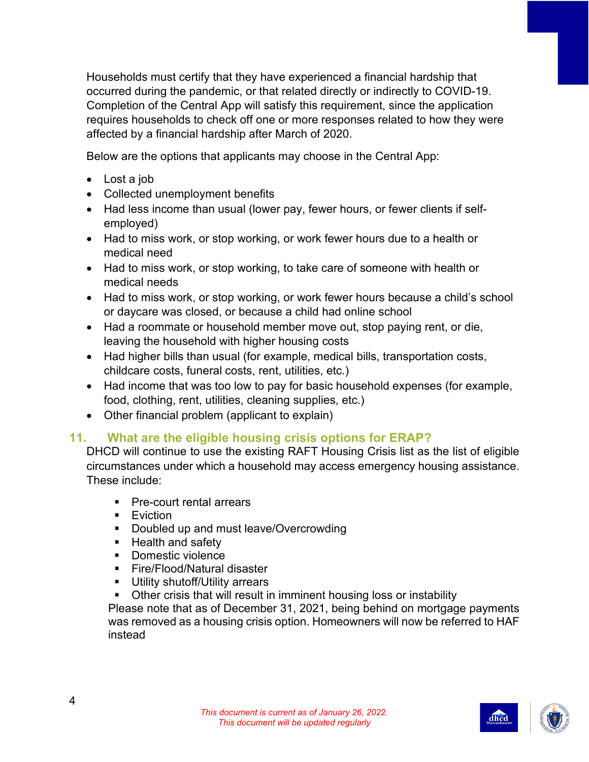Households must certify that they have experienced a financial hardship that occurred during the pandemic, or that related directly or indirectly to COVID-19. Completion of the Central App will satisfy this requirement, since the application requires households to check off one or more responses related to how they were affected by a financial hardship after March of 2020.

Below are the options that applicants may choose in the Central App:

- Lost a job
- Collected unemployment benefits
- Had less income than usual (lower pay, fewer hours, or fewer clients if self-employed)
- Had to miss work, or stop working, or work fewer hours due to a health or medical need
- Had to miss work, or stop working, to take care of someone with health or medical needs
- Had to miss work, or stop working, or work fewer hours because a child's school or daycare was closed, or because a child had online school
- Had a roommate or household member move out, stop paying rent, or die, leaving the household with higher housing costs
- Had higher bills than usual (for example, medical bills, transportation costs, childcare costs, funeral costs, rent, utilities, etc.)
- Had income that was too low to pay for basic household expenses (for example, food, clothing, rent, utilities, cleaning supplies, etc.)
- Other financial problem (applicant to explain)

## 11. What are the eligible housing crisis options for ERAP?

DHCD will continue to use the existing RAFT Housing Crisis list as the list of eligible circumstances under which a household may access emergency housing assistance. These include:

- Pre-court rental arrears
- Eviction
- Doubled up and must leave/Overcrowding
- Health and safety
- Domestic violence
- Fire/Flood/Natural disaster
- Utility shutoff/Utility arrears
- Other crisis that will result in imminent housing loss or instability

Please note that as of December 31, 2021, being behind on mortgage payments was removed as a housing crisis option. Homeowners will now be referred to HAF instead

*This document is current as of January 26, 2022.*
*This document will be updated regularly*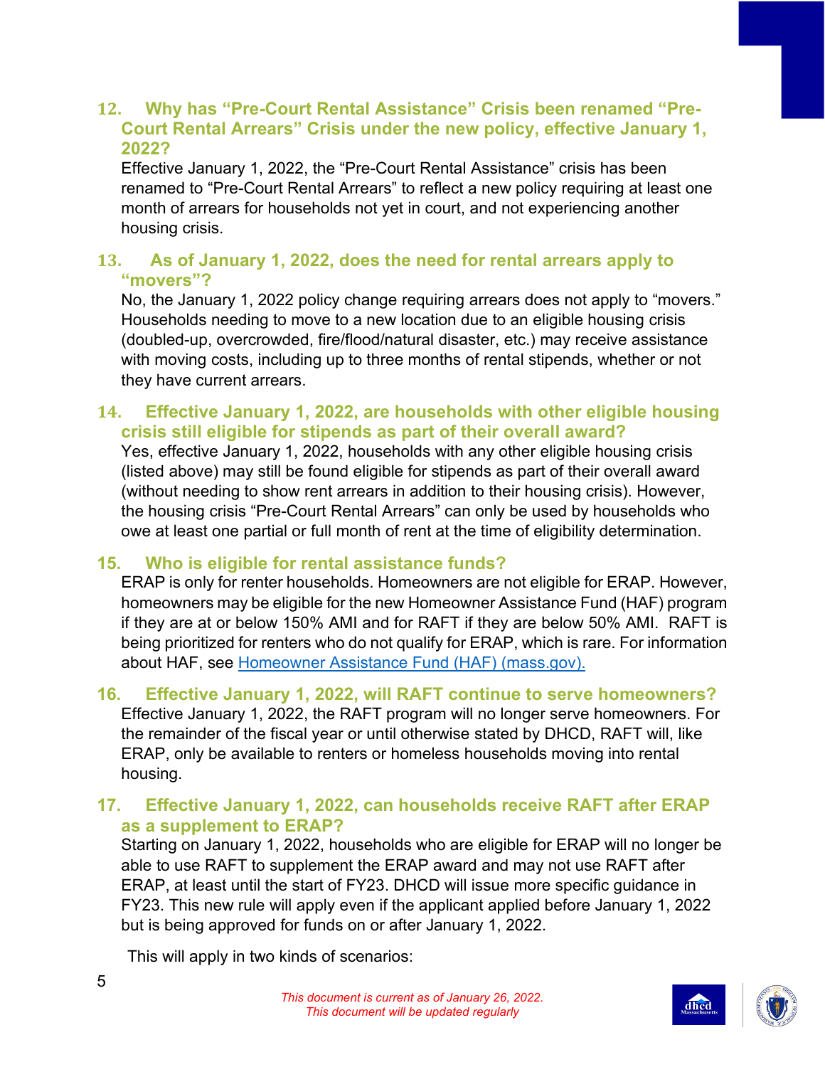### 12. Why has "Pre-Court Rental Assistance" Crisis been renamed "Pre-Court Rental Arrears" Crisis under the new policy, effective January 1, 2022?

Effective January 1, 2022, the "Pre-Court Rental Assistance" crisis has been renamed to "Pre-Court Rental Arrears" to reflect a new policy requiring at least one month of arrears for households not yet in court, and not experiencing another housing crisis.

### 13. As of January 1, 2022, does the need for rental arrears apply to "movers"?

No, the January 1, 2022 policy change requiring arrears does not apply to "movers." Households needing to move to a new location due to an eligible housing crisis (doubled-up, overcrowded, fire/flood/natural disaster, etc.) may receive assistance with moving costs, including up to three months of rental stipends, whether or not they have current arrears.

### 14. Effective January 1, 2022, are households with other eligible housing crisis still eligible for stipends as part of their overall award?

Yes, effective January 1, 2022, households with any other eligible housing crisis (listed above) may still be found eligible for stipends as part of their overall award (without needing to show rent arrears in addition to their housing crisis). However, the housing crisis "Pre-Court Rental Arrears" can only be used by households who owe at least one partial or full month of rent at the time of eligibility determination.

### 15. Who is eligible for rental assistance funds?

ERAP is only for renter households. Homeowners are not eligible for ERAP. However, homeowners may be eligible for the new Homeowner Assistance Fund (HAF) program if they are at or below 150% AMI and for RAFT if they are below 50% AMI. RAFT is being prioritized for renters who do not qualify for ERAP, which is rare. For information about HAF, see [Homeowner Assistance Fund (HAF) (mass.gov).]

### 16. Effective January 1, 2022, will RAFT continue to serve homeowners?

Effective January 1, 2022, the RAFT program will no longer serve homeowners. For the remainder of the fiscal year or until otherwise stated by DHCD, RAFT will, like ERAP, only be available to renters or homeless households moving into rental housing.

### 17. Effective January 1, 2022, can households receive RAFT after ERAP as a supplement to ERAP?

Starting on January 1, 2022, households who are eligible for ERAP will no longer be able to use RAFT to supplement the ERAP award and may not use RAFT after ERAP, at least until the start of FY23. DHCD will issue more specific guidance in FY23. This new rule will apply even if the applicant applied before January 1, 2022 but is being approved for funds on or after January 1, 2022.

This will apply in two kinds of scenarios:

*This document is current as of January 26, 2022.*
*This document will be updated regularly*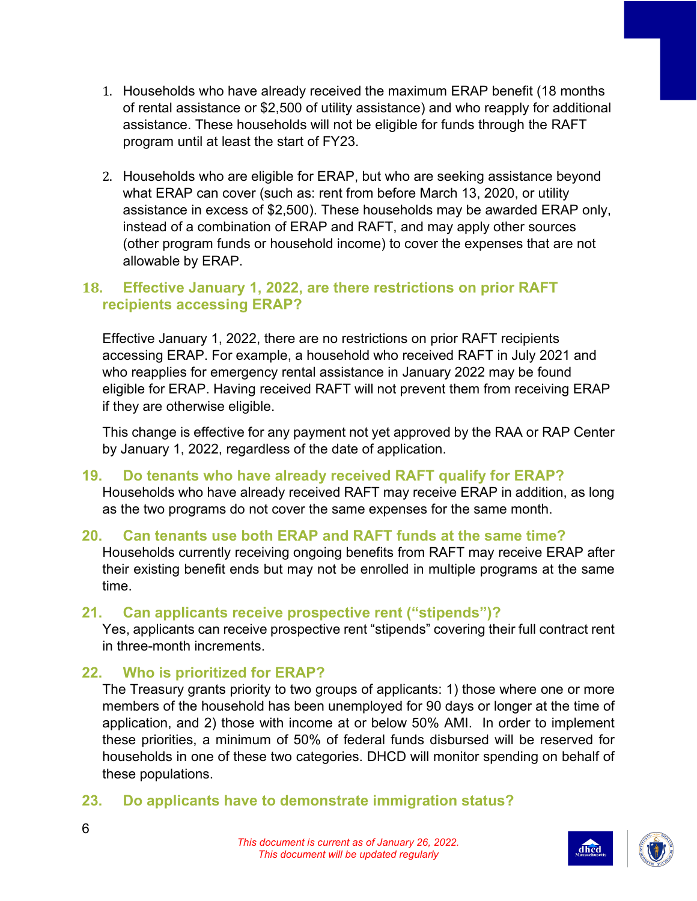1. Households who have already received the maximum ERAP benefit (18 months of rental assistance or $2,500 of utility assistance) and who reapply for additional assistance. These households will not be eligible for funds through the RAFT program until at least the start of FY23.

2. Households who are eligible for ERAP, but who are seeking assistance beyond what ERAP can cover (such as: rent from before March 13, 2020, or utility assistance in excess of $2,500). These households may be awarded ERAP only, instead of a combination of ERAP and RAFT, and may apply other sources (other program funds or household income) to cover the expenses that are not allowable by ERAP.

### 18. Effective January 1, 2022, are there restrictions on prior RAFT recipients accessing ERAP?

Effective January 1, 2022, there are no restrictions on prior RAFT recipients accessing ERAP. For example, a household who received RAFT in July 2021 and who reapplies for emergency rental assistance in January 2022 may be found eligible for ERAP. Having received RAFT will not prevent them from receiving ERAP if they are otherwise eligible.

This change is effective for any payment not yet approved by the RAA or RAP Center by January 1, 2022, regardless of the date of application.

### 19. Do tenants who have already received RAFT qualify for ERAP?

Households who have already received RAFT may receive ERAP in addition, as long as the two programs do not cover the same expenses for the same month.

### 20. Can tenants use both ERAP and RAFT funds at the same time?

Households currently receiving ongoing benefits from RAFT may receive ERAP after their existing benefit ends but may not be enrolled in multiple programs at the same time.

### 21. Can applicants receive prospective rent ("stipends")?

Yes, applicants can receive prospective rent "stipends" covering their full contract rent in three-month increments.

### 22. Who is prioritized for ERAP?

The Treasury grants priority to two groups of applicants: 1) those where one or more members of the household has been unemployed for 90 days or longer at the time of application, and 2) those with income at or below 50% AMI. In order to implement these priorities, a minimum of 50% of federal funds disbursed will be reserved for households in one of these two categories. DHCD will monitor spending on behalf of these populations.

### 23. Do applicants have to demonstrate immigration status?

*This document is current as of January 26, 2022.*
*This document will be updated regularly*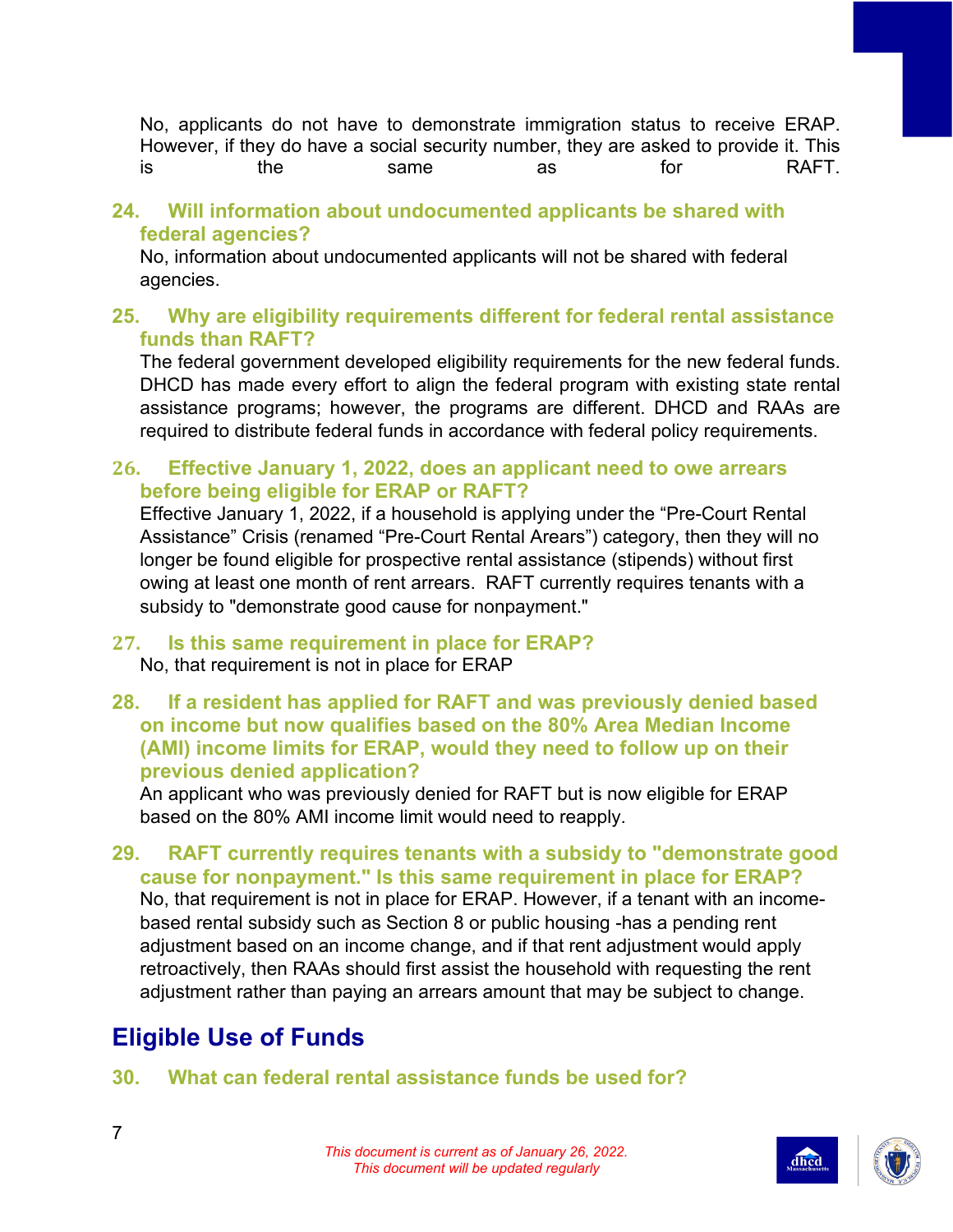No, applicants do not have to demonstrate immigration status to receive ERAP. However, if they do have a social security number, they are asked to provide it. This is the same as for RAFT.

### 24. Will information about undocumented applicants be shared with federal agencies?

No, information about undocumented applicants will not be shared with federal agencies.

### 25. Why are eligibility requirements different for federal rental assistance funds than RAFT?

The federal government developed eligibility requirements for the new federal funds. DHCD has made every effort to align the federal program with existing state rental assistance programs; however, the programs are different. DHCD and RAAs are required to distribute federal funds in accordance with federal policy requirements.

### 26. Effective January 1, 2022, does an applicant need to owe arrears before being eligible for ERAP or RAFT?

Effective January 1, 2022, if a household is applying under the "Pre-Court Rental Assistance" Crisis (renamed "Pre-Court Rental Arears") category, then they will no longer be found eligible for prospective rental assistance (stipends) without first owing at least one month of rent arrears. RAFT currently requires tenants with a subsidy to "demonstrate good cause for nonpayment."

### 27. Is this same requirement in place for ERAP?

No, that requirement is not in place for ERAP

### 28. If a resident has applied for RAFT and was previously denied based on income but now qualifies based on the 80% Area Median Income (AMI) income limits for ERAP, would they need to follow up on their previous denied application?

An applicant who was previously denied for RAFT but is now eligible for ERAP based on the 80% AMI income limit would need to reapply.

### 29. RAFT currently requires tenants with a subsidy to "demonstrate good cause for nonpayment." Is this same requirement in place for ERAP?

No, that requirement is not in place for ERAP. However, if a tenant with an income-based rental subsidy such as Section 8 or public housing -has a pending rent adjustment based on an income change, and if that rent adjustment would apply retroactively, then RAAs should first assist the household with requesting the rent adjustment rather than paying an arrears amount that may be subject to change.

## Eligible Use of Funds

### 30. What can federal rental assistance funds be used for?

*This document is current as of January 26, 2022.*
*This document will be updated regularly*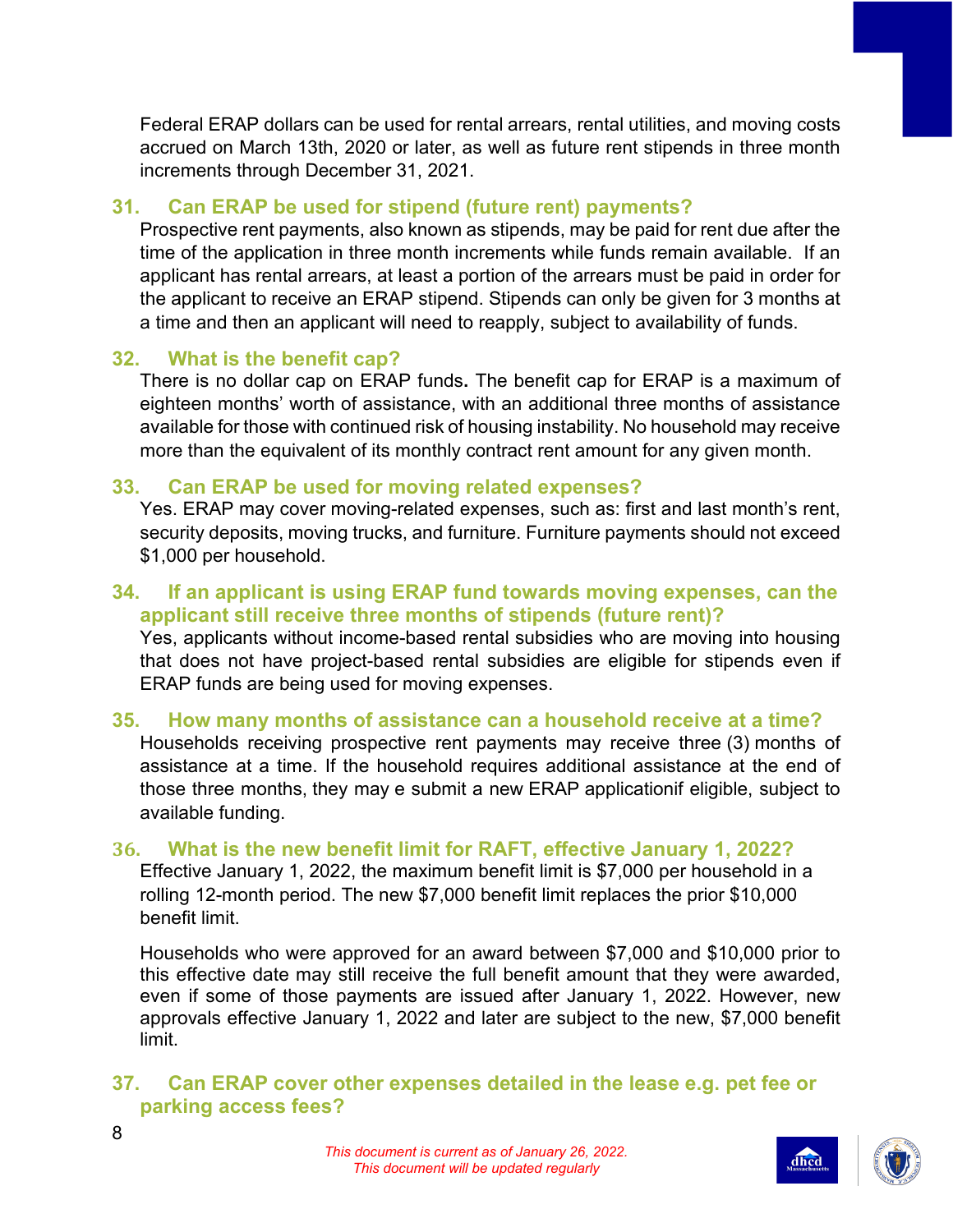Federal ERAP dollars can be used for rental arrears, rental utilities, and moving costs accrued on March 13th, 2020 or later, as well as future rent stipends in three month increments through December 31, 2021.

### 31. Can ERAP be used for stipend (future rent) payments?

Prospective rent payments, also known as stipends, may be paid for rent due after the time of the application in three month increments while funds remain available. If an applicant has rental arrears, at least a portion of the arrears must be paid in order for the applicant to receive an ERAP stipend. Stipends can only be given for 3 months at a time and then an applicant will need to reapply, subject to availability of funds.

### 32. What is the benefit cap?

There is no dollar cap on ERAP funds**.** The benefit cap for ERAP is a maximum of eighteen months' worth of assistance, with an additional three months of assistance available for those with continued risk of housing instability. No household may receive more than the equivalent of its monthly contract rent amount for any given month.

### 33. Can ERAP be used for moving related expenses?

Yes. ERAP may cover moving-related expenses, such as: first and last month's rent, security deposits, moving trucks, and furniture. Furniture payments should not exceed $1,000 per household.

### 34. If an applicant is using ERAP fund towards moving expenses, can the applicant still receive three months of stipends (future rent)?

Yes, applicants without income-based rental subsidies who are moving into housing that does not have project-based rental subsidies are eligible for stipends even if ERAP funds are being used for moving expenses.

### 35. How many months of assistance can a household receive at a time?

Households receiving prospective rent payments may receive three (3) months of assistance at a time. If the household requires additional assistance at the end of those three months, they may e submit a new ERAP applicationif eligible, subject to available funding.

### 36. What is the new benefit limit for RAFT, effective January 1, 2022?

Effective January 1, 2022, the maximum benefit limit is $7,000 per household in a rolling 12-month period. The new $7,000 benefit limit replaces the prior $10,000 benefit limit.

Households who were approved for an award between $7,000 and $10,000 prior to this effective date may still receive the full benefit amount that they were awarded, even if some of those payments are issued after January 1, 2022. However, new approvals effective January 1, 2022 and later are subject to the new, $7,000 benefit limit.

### 37. Can ERAP cover other expenses detailed in the lease e.g. pet fee or parking access fees?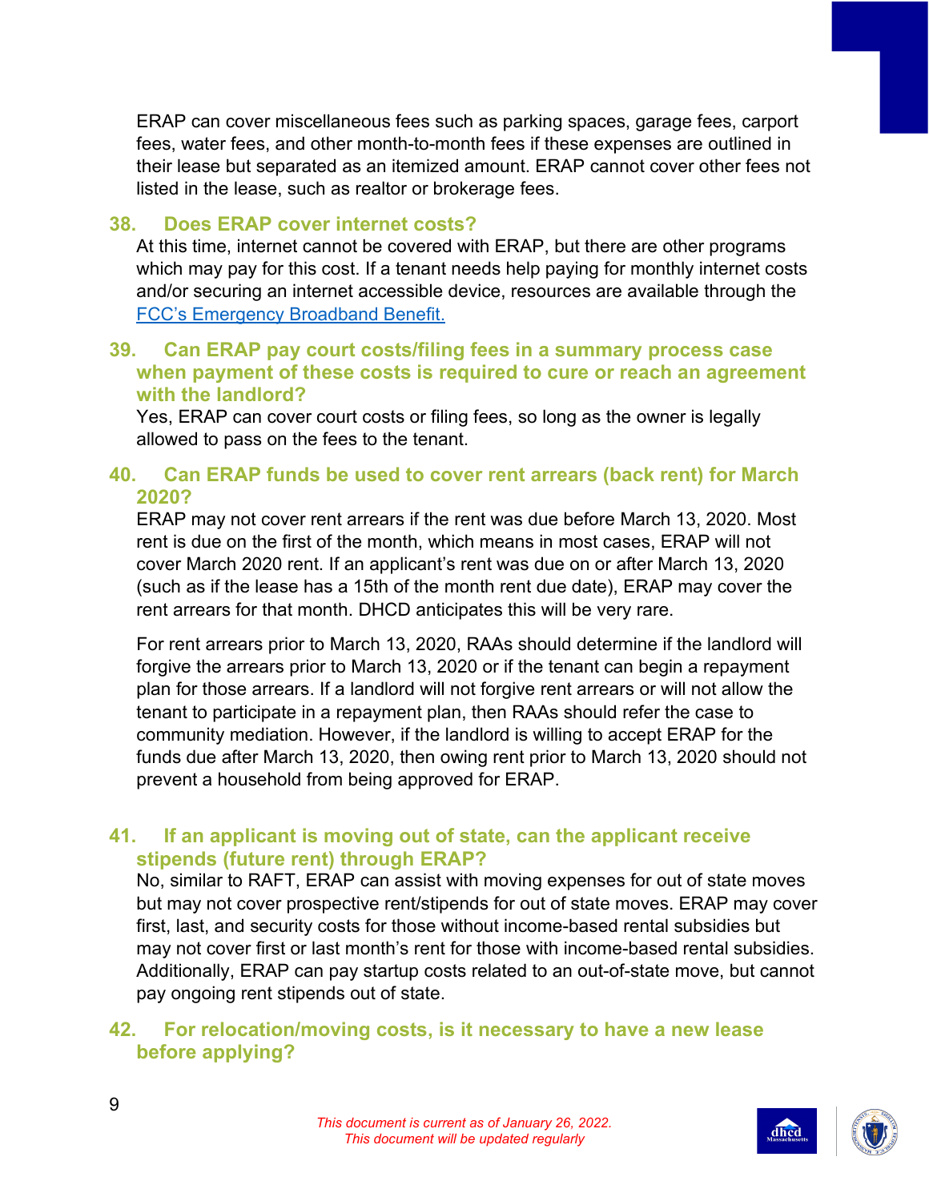ERAP can cover miscellaneous fees such as parking spaces, garage fees, carport fees, water fees, and other month-to-month fees if these expenses are outlined in their lease but separated as an itemized amount. ERAP cannot cover other fees not listed in the lease, such as realtor or brokerage fees.

### 38. Does ERAP cover internet costs?

At this time, internet cannot be covered with ERAP, but there are other programs which may pay for this cost. If a tenant needs help paying for monthly internet costs and/or securing an internet accessible device, resources are available through the [FCC's Emergency Broadband Benefit.]()

### 39. Can ERAP pay court costs/filing fees in a summary process case when payment of these costs is required to cure or reach an agreement with the landlord?

Yes, ERAP can cover court costs or filing fees, so long as the owner is legally allowed to pass on the fees to the tenant.

### 40. Can ERAP funds be used to cover rent arrears (back rent) for March 2020?

ERAP may not cover rent arrears if the rent was due before March 13, 2020. Most rent is due on the first of the month, which means in most cases, ERAP will not cover March 2020 rent. If an applicant's rent was due on or after March 13, 2020 (such as if the lease has a 15th of the month rent due date), ERAP may cover the rent arrears for that month. DHCD anticipates this will be very rare.

For rent arrears prior to March 13, 2020, RAAs should determine if the landlord will forgive the arrears prior to March 13, 2020 or if the tenant can begin a repayment plan for those arrears. If a landlord will not forgive rent arrears or will not allow the tenant to participate in a repayment plan, then RAAs should refer the case to community mediation. However, if the landlord is willing to accept ERAP for the funds due after March 13, 2020, then owing rent prior to March 13, 2020 should not prevent a household from being approved for ERAP.

### 41. If an applicant is moving out of state, can the applicant receive stipends (future rent) through ERAP?

No, similar to RAFT, ERAP can assist with moving expenses for out of state moves but may not cover prospective rent/stipends for out of state moves. ERAP may cover first, last, and security costs for those without income-based rental subsidies but may not cover first or last month's rent for those with income-based rental subsidies. Additionally, ERAP can pay startup costs related to an out-of-state move, but cannot pay ongoing rent stipends out of state.

### 42. For relocation/moving costs, is it necessary to have a new lease before applying?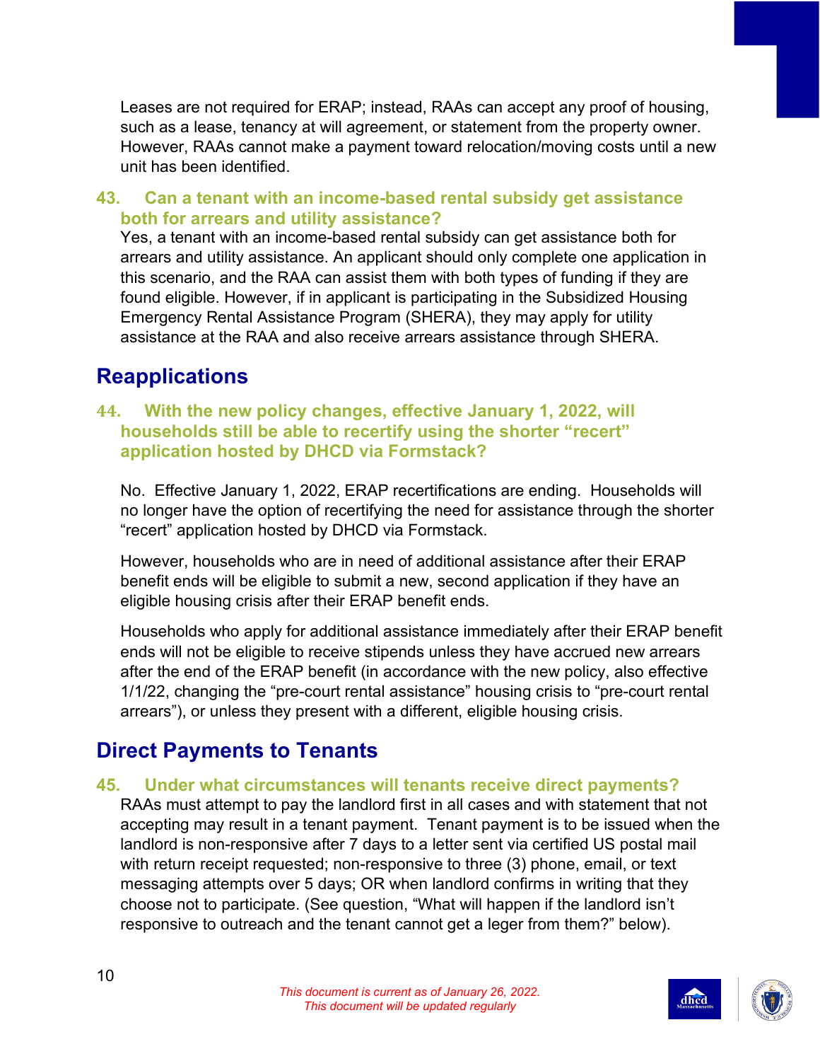Leases are not required for ERAP; instead, RAAs can accept any proof of housing, such as a lease, tenancy at will agreement, or statement from the property owner. However, RAAs cannot make a payment toward relocation/moving costs until a new unit has been identified.

### 43. Can a tenant with an income-based rental subsidy get assistance both for arrears and utility assistance?

Yes, a tenant with an income-based rental subsidy can get assistance both for arrears and utility assistance. An applicant should only complete one application in this scenario, and the RAA can assist them with both types of funding if they are found eligible. However, if in applicant is participating in the Subsidized Housing Emergency Rental Assistance Program (SHERA), they may apply for utility assistance at the RAA and also receive arrears assistance through SHERA.

## Reapplications

### 44. With the new policy changes, effective January 1, 2022, will households still be able to recertify using the shorter "recert" application hosted by DHCD via Formstack?

No. Effective January 1, 2022, ERAP recertifications are ending. Households will no longer have the option of recertifying the need for assistance through the shorter "recert" application hosted by DHCD via Formstack.

However, households who are in need of additional assistance after their ERAP benefit ends will be eligible to submit a new, second application if they have an eligible housing crisis after their ERAP benefit ends.

Households who apply for additional assistance immediately after their ERAP benefit ends will not be eligible to receive stipends unless they have accrued new arrears after the end of the ERAP benefit (in accordance with the new policy, also effective 1/1/22, changing the "pre-court rental assistance" housing crisis to "pre-court rental arrears"), or unless they present with a different, eligible housing crisis.

## Direct Payments to Tenants

### 45. Under what circumstances will tenants receive direct payments?

RAAs must attempt to pay the landlord first in all cases and with statement that not accepting may result in a tenant payment. Tenant payment is to be issued when the landlord is non-responsive after 7 days to a letter sent via certified US postal mail with return receipt requested; non-responsive to three (3) phone, email, or text messaging attempts over 5 days; OR when landlord confirms in writing that they choose not to participate. (See question, "What will happen if the landlord isn't responsive to outreach and the tenant cannot get a leger from them?" below).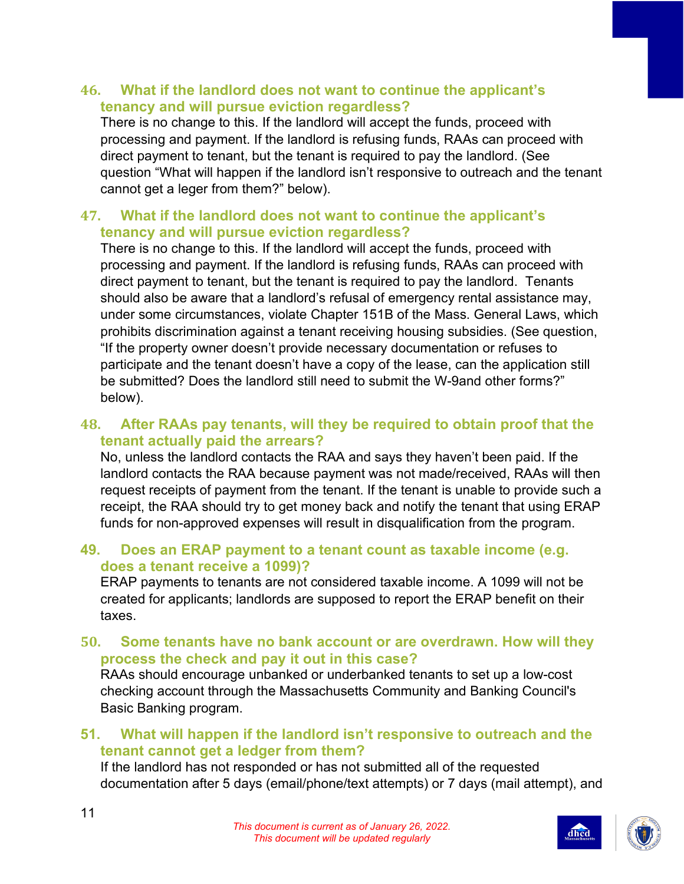### 46. What if the landlord does not want to continue the applicant's tenancy and will pursue eviction regardless?

There is no change to this. If the landlord will accept the funds, proceed with processing and payment. If the landlord is refusing funds, RAAs can proceed with direct payment to tenant, but the tenant is required to pay the landlord. (See question "What will happen if the landlord isn't responsive to outreach and the tenant cannot get a leger from them?" below).

### 47. What if the landlord does not want to continue the applicant's tenancy and will pursue eviction regardless?

There is no change to this. If the landlord will accept the funds, proceed with processing and payment. If the landlord is refusing funds, RAAs can proceed with direct payment to tenant, but the tenant is required to pay the landlord. Tenants should also be aware that a landlord's refusal of emergency rental assistance may, under some circumstances, violate Chapter 151B of the Mass. General Laws, which prohibits discrimination against a tenant receiving housing subsidies. (See question, "If the property owner doesn't provide necessary documentation or refuses to participate and the tenant doesn't have a copy of the lease, can the application still be submitted? Does the landlord still need to submit the W-9and other forms?" below).

### 48. After RAAs pay tenants, will they be required to obtain proof that the tenant actually paid the arrears?

No, unless the landlord contacts the RAA and says they haven't been paid. If the landlord contacts the RAA because payment was not made/received, RAAs will then request receipts of payment from the tenant. If the tenant is unable to provide such a receipt, the RAA should try to get money back and notify the tenant that using ERAP funds for non-approved expenses will result in disqualification from the program.

### 49. Does an ERAP payment to a tenant count as taxable income (e.g. does a tenant receive a 1099)?

ERAP payments to tenants are not considered taxable income. A 1099 will not be created for applicants; landlords are supposed to report the ERAP benefit on their taxes.

### 50. Some tenants have no bank account or are overdrawn. How will they process the check and pay it out in this case?

RAAs should encourage unbanked or underbanked tenants to set up a low-cost checking account through the Massachusetts Community and Banking Council's Basic Banking program.

### 51. What will happen if the landlord isn't responsive to outreach and the tenant cannot get a ledger from them?

If the landlord has not responded or has not submitted all of the requested documentation after 5 days (email/phone/text attempts) or 7 days (mail attempt), and

*This document is current as of January 26, 2022.*
*This document will be updated regularly*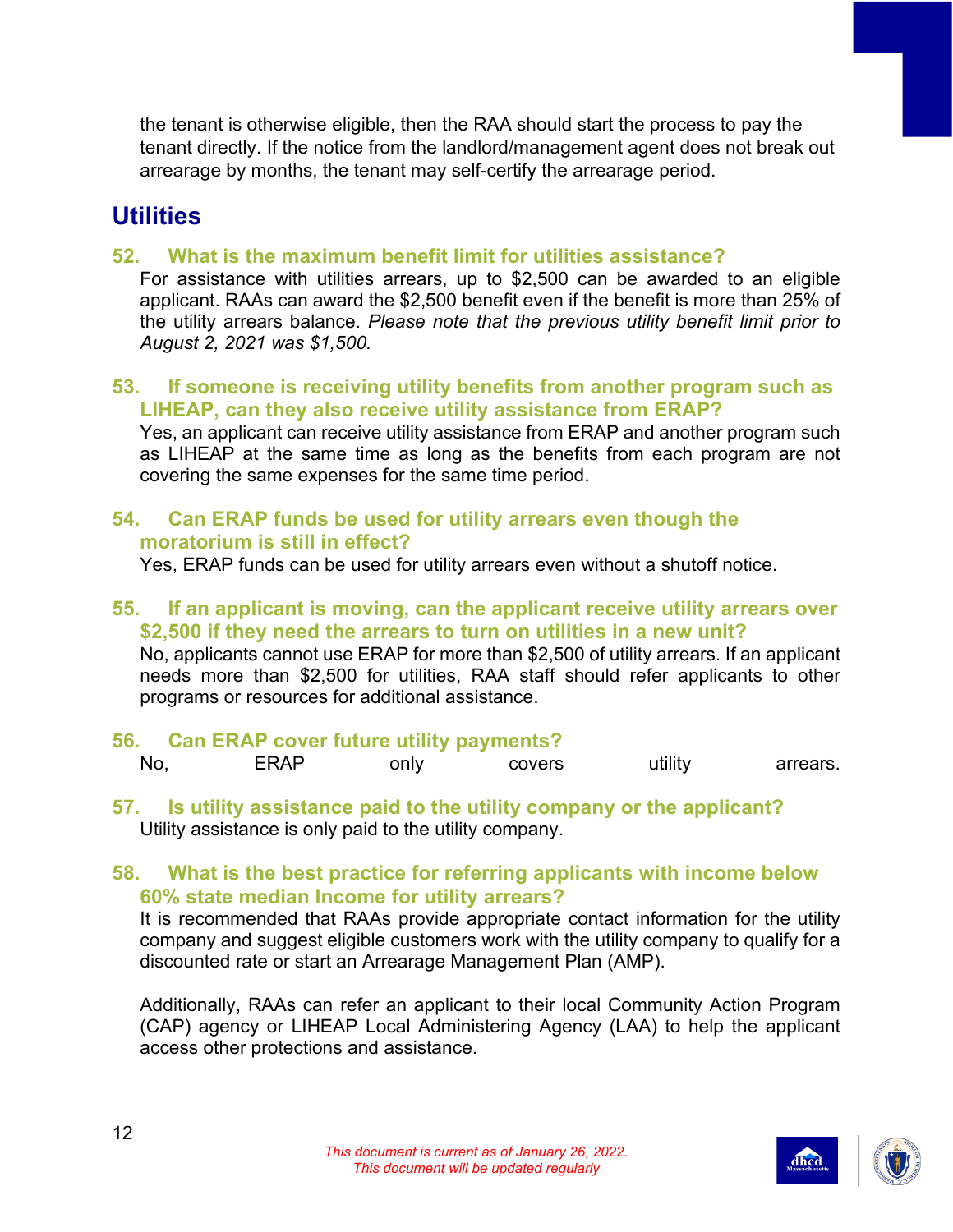the tenant is otherwise eligible, then the RAA should start the process to pay the tenant directly. If the notice from the landlord/management agent does not break out arrearage by months, the tenant may self-certify the arrearage period.

## Utilities

### 52. What is the maximum benefit limit for utilities assistance?

For assistance with utilities arrears, up to $2,500 can be awarded to an eligible applicant. RAAs can award the $2,500 benefit even if the benefit is more than 25% of the utility arrears balance. *Please note that the previous utility benefit limit prior to August 2, 2021 was $1,500.*

### 53. If someone is receiving utility benefits from another program such as LIHEAP, can they also receive utility assistance from ERAP?

Yes, an applicant can receive utility assistance from ERAP and another program such as LIHEAP at the same time as long as the benefits from each program are not covering the same expenses for the same time period.

### 54. Can ERAP funds be used for utility arrears even though the moratorium is still in effect?

Yes, ERAP funds can be used for utility arrears even without a shutoff notice.

### 55. If an applicant is moving, can the applicant receive utility arrears over $2,500 if they need the arrears to turn on utilities in a new unit?

No, applicants cannot use ERAP for more than $2,500 of utility arrears. If an applicant needs more than $2,500 for utilities, RAA staff should refer applicants to other programs or resources for additional assistance.

### 56. Can ERAP cover future utility payments?

No, ERAP only covers utility arrears.

### 57. Is utility assistance paid to the utility company or the applicant?

Utility assistance is only paid to the utility company.

### 58. What is the best practice for referring applicants with income below 60% state median Income for utility arrears?

It is recommended that RAAs provide appropriate contact information for the utility company and suggest eligible customers work with the utility company to qualify for a discounted rate or start an Arrearage Management Plan (AMP).

Additionally, RAAs can refer an applicant to their local Community Action Program (CAP) agency or LIHEAP Local Administering Agency (LAA) to help the applicant access other protections and assistance.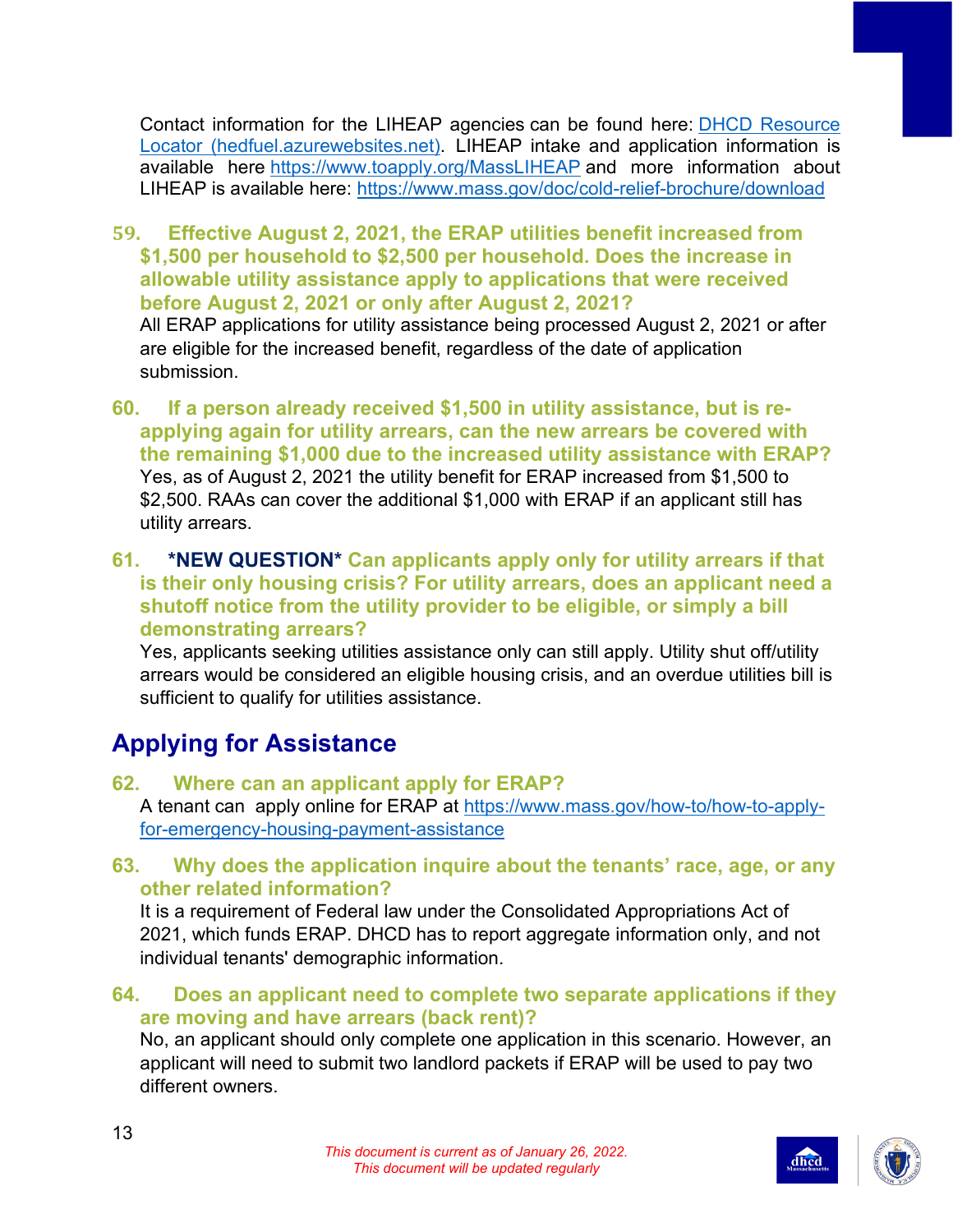Contact information for the LIHEAP agencies can be found here: [DHCD Resource Locator (hedfuel.azurewebsites.net)](hedfuel.azurewebsites.net). LIHEAP intake and application information is available here https://www.toapply.org/MassLIHEAP and more information about LIHEAP is available here: https://www.mass.gov/doc/cold-relief-brochure/download

**59. Effective August 2, 2021, the ERAP utilities benefit increased from $1,500 per household to $2,500 per household. Does the increase in allowable utility assistance apply to applications that were received before August 2, 2021 or only after August 2, 2021?**

All ERAP applications for utility assistance being processed August 2, 2021 or after are eligible for the increased benefit, regardless of the date of application submission.

**60. If a person already received $1,500 in utility assistance, but is re-applying again for utility arrears, can the new arrears be covered with the remaining $1,000 due to the increased utility assistance with ERAP?**

Yes, as of August 2, 2021 the utility benefit for ERAP increased from $1,500 to $2,500. RAAs can cover the additional $1,000 with ERAP if an applicant still has utility arrears.

**61. *NEW QUESTION* Can applicants apply only for utility arrears if that is their only housing crisis? For utility arrears, does an applicant need a shutoff notice from the utility provider to be eligible, or simply a bill demonstrating arrears?**

Yes, applicants seeking utilities assistance only can still apply. Utility shut off/utility arrears would be considered an eligible housing crisis, and an overdue utilities bill is sufficient to qualify for utilities assistance.

## Applying for Assistance

**62. Where can an applicant apply for ERAP?**

A tenant can apply online for ERAP at https://www.mass.gov/how-to/how-to-apply-for-emergency-housing-payment-assistance

**63. Why does the application inquire about the tenants' race, age, or any other related information?**

It is a requirement of Federal law under the Consolidated Appropriations Act of 2021, which funds ERAP. DHCD has to report aggregate information only, and not individual tenants' demographic information.

**64. Does an applicant need to complete two separate applications if they are moving and have arrears (back rent)?**

No, an applicant should only complete one application in this scenario. However, an applicant will need to submit two landlord packets if ERAP will be used to pay two different owners.

*This document is current as of January 26, 2022.*
*This document will be updated regularly*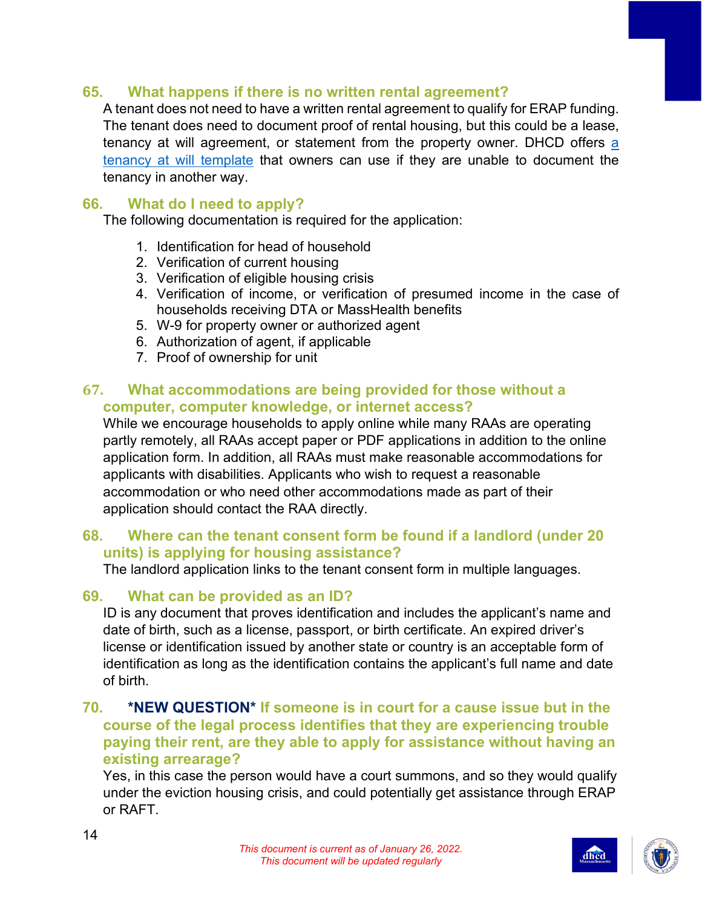### 65. What happens if there is no written rental agreement?

A tenant does not need to have a written rental agreement to qualify for ERAP funding. The tenant does need to document proof of rental housing, but this could be a lease, tenancy at will agreement, or statement from the property owner. DHCD offers a tenancy at will template that owners can use if they are unable to document the tenancy in another way.

### 66. What do I need to apply?

The following documentation is required for the application:

1. Identification for head of household
2. Verification of current housing
3. Verification of eligible housing crisis
4. Verification of income, or verification of presumed income in the case of households receiving DTA or MassHealth benefits
5. W-9 for property owner or authorized agent
6. Authorization of agent, if applicable
7. Proof of ownership for unit

### 67. What accommodations are being provided for those without a computer, computer knowledge, or internet access?

While we encourage households to apply online while many RAAs are operating partly remotely, all RAAs accept paper or PDF applications in addition to the online application form. In addition, all RAAs must make reasonable accommodations for applicants with disabilities. Applicants who wish to request a reasonable accommodation or who need other accommodations made as part of their application should contact the RAA directly.

### 68. Where can the tenant consent form be found if a landlord (under 20 units) is applying for housing assistance?

The landlord application links to the tenant consent form in multiple languages.

### 69. What can be provided as an ID?

ID is any document that proves identification and includes the applicant's name and date of birth, such as a license, passport, or birth certificate. An expired driver's license or identification issued by another state or country is an acceptable form of identification as long as the identification contains the applicant's full name and date of birth.

### 70. *NEW QUESTION* If someone is in court for a cause issue but in the course of the legal process identifies that they are experiencing trouble paying their rent, are they able to apply for assistance without having an existing arrearage?

Yes, in this case the person would have a court summons, and so they would qualify under the eviction housing crisis, and could potentially get assistance through ERAP or RAFT.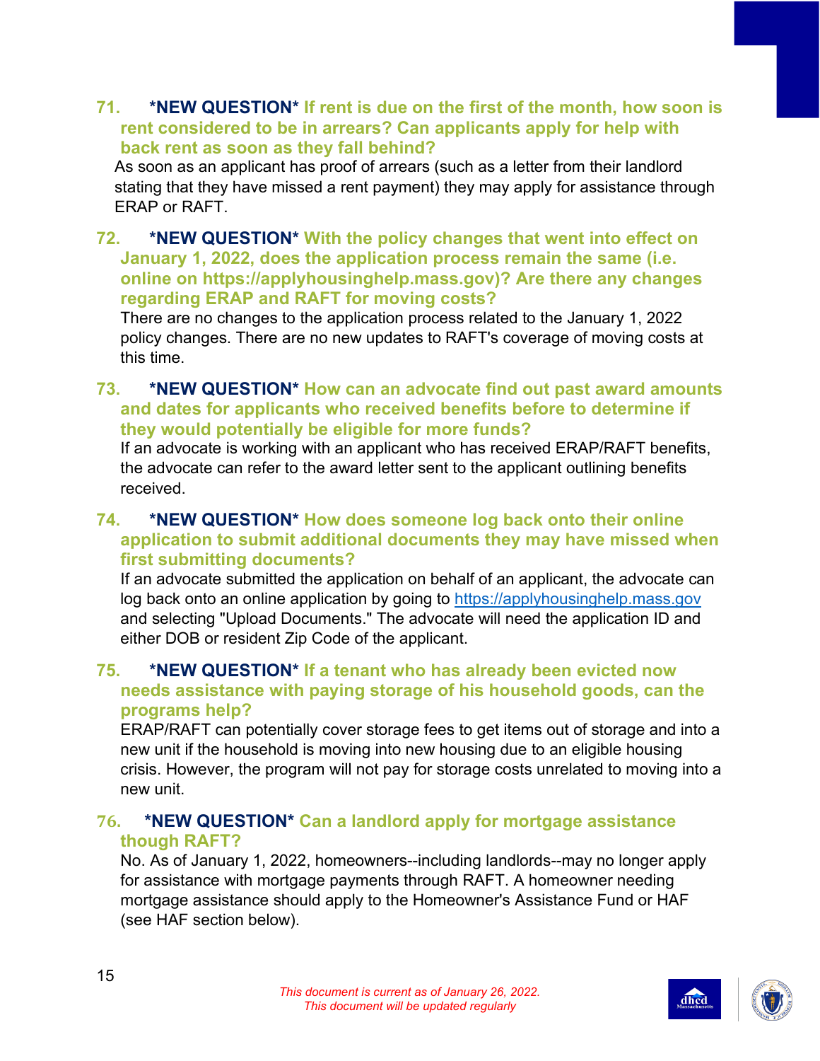### 71. *NEW QUESTION* If rent is due on the first of the month, how soon is rent considered to be in arrears? Can applicants apply for help with back rent as soon as they fall behind?

As soon as an applicant has proof of arrears (such as a letter from their landlord stating that they have missed a rent payment) they may apply for assistance through ERAP or RAFT.

### 72. *NEW QUESTION* With the policy changes that went into effect on January 1, 2022, does the application process remain the same (i.e. online on https://applyhousinghelp.mass.gov)? Are there any changes regarding ERAP and RAFT for moving costs?

There are no changes to the application process related to the January 1, 2022 policy changes. There are no new updates to RAFT's coverage of moving costs at this time.

### 73. *NEW QUESTION* How can an advocate find out past award amounts and dates for applicants who received benefits before to determine if they would potentially be eligible for more funds?

If an advocate is working with an applicant who has received ERAP/RAFT benefits, the advocate can refer to the award letter sent to the applicant outlining benefits received.

### 74. *NEW QUESTION* How does someone log back onto their online application to submit additional documents they may have missed when first submitting documents?

If an advocate submitted the application on behalf of an applicant, the advocate can log back onto an online application by going to [https://applyhousinghelp.mass.gov](https://applyhousinghelp.mass.gov) and selecting "Upload Documents." The advocate will need the application ID and either DOB or resident Zip Code of the applicant.

### 75. *NEW QUESTION* If a tenant who has already been evicted now needs assistance with paying storage of his household goods, can the programs help?

ERAP/RAFT can potentially cover storage fees to get items out of storage and into a new unit if the household is moving into new housing due to an eligible housing crisis. However, the program will not pay for storage costs unrelated to moving into a new unit.

### 76. *NEW QUESTION* Can a landlord apply for mortgage assistance though RAFT?

No. As of January 1, 2022, homeowners--including landlords--may no longer apply for assistance with mortgage payments through RAFT. A homeowner needing mortgage assistance should apply to the Homeowner's Assistance Fund or HAF (see HAF section below).

*This document is current as of January 26, 2022.*
*This document will be updated regularly*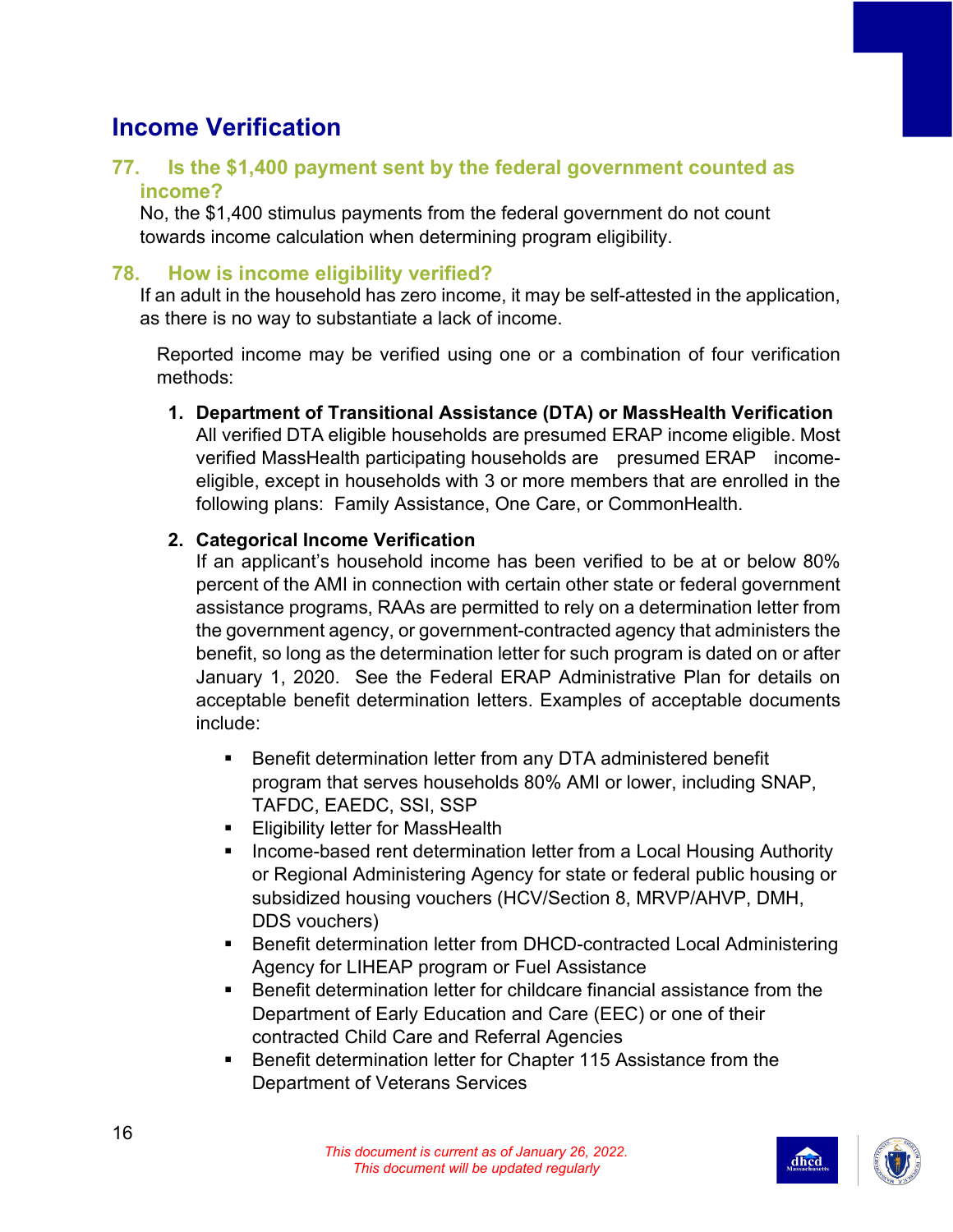## Income Verification

### 77. Is the $1,400 payment sent by the federal government counted as income?

No, the $1,400 stimulus payments from the federal government do not count towards income calculation when determining program eligibility.

### 78. How is income eligibility verified?

If an adult in the household has zero income, it may be self-attested in the application, as there is no way to substantiate a lack of income.

Reported income may be verified using one or a combination of four verification methods:

1. **Department of Transitional Assistance (DTA) or MassHealth Verification**
   All verified DTA eligible households are presumed ERAP income eligible. Most verified MassHealth participating households are presumed ERAP income-eligible, except in households with 3 or more members that are enrolled in the following plans: Family Assistance, One Care, or CommonHealth.

2. **Categorical Income Verification**
   If an applicant's household income has been verified to be at or below 80% percent of the AMI in connection with certain other state or federal government assistance programs, RAAs are permitted to rely on a determination letter from the government agency, or government-contracted agency that administers the benefit, so long as the determination letter for such program is dated on or after January 1, 2020. See the Federal ERAP Administrative Plan for details on acceptable benefit determination letters. Examples of acceptable documents include:

   - Benefit determination letter from any DTA administered benefit program that serves households 80% AMI or lower, including SNAP, TAFDC, EAEDC, SSI, SSP
   - Eligibility letter for MassHealth
   - Income-based rent determination letter from a Local Housing Authority or Regional Administering Agency for state or federal public housing or subsidized housing vouchers (HCV/Section 8, MRVP/AHVP, DMH, DDS vouchers)
   - Benefit determination letter from DHCD-contracted Local Administering Agency for LIHEAP program or Fuel Assistance
   - Benefit determination letter for childcare financial assistance from the Department of Early Education and Care (EEC) or one of their contracted Child Care and Referral Agencies
   - Benefit determination letter for Chapter 115 Assistance from the Department of Veterans Services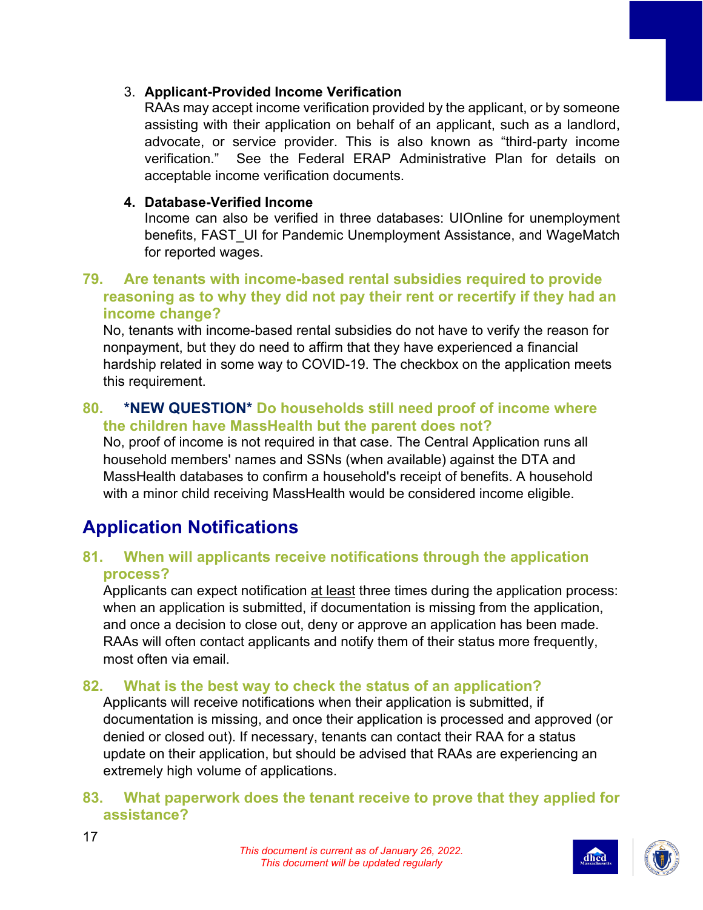3. **Applicant-Provided Income Verification**
   RAAs may accept income verification provided by the applicant, or by someone assisting with their application on behalf of an applicant, such as a landlord, advocate, or service provider. This is also known as "third-party income verification." See the Federal ERAP Administrative Plan for details on acceptable income verification documents.

4. **Database-Verified Income**
   Income can also be verified in three databases: UIOnline for unemployment benefits, FAST_UI for Pandemic Unemployment Assistance, and WageMatch for reported wages.

### 79. Are tenants with income-based rental subsidies required to provide reasoning as to why they did not pay their rent or recertify if they had an income change?

No, tenants with income-based rental subsidies do not have to verify the reason for nonpayment, but they do need to affirm that they have experienced a financial hardship related in some way to COVID-19. The checkbox on the application meets this requirement.

### 80. *NEW QUESTION* Do households still need proof of income where the children have MassHealth but the parent does not?

No, proof of income is not required in that case. The Central Application runs all household members' names and SSNs (when available) against the DTA and MassHealth databases to confirm a household's receipt of benefits. A household with a minor child receiving MassHealth would be considered income eligible.

## Application Notifications

### 81. When will applicants receive notifications through the application process?

Applicants can expect notification at least three times during the application process: when an application is submitted, if documentation is missing from the application, and once a decision to close out, deny or approve an application has been made. RAAs will often contact applicants and notify them of their status more frequently, most often via email.

### 82. What is the best way to check the status of an application?

Applicants will receive notifications when their application is submitted, if documentation is missing, and once their application is processed and approved (or denied or closed out). If necessary, tenants can contact their RAA for a status update on their application, but should be advised that RAAs are experiencing an extremely high volume of applications.

### 83. What paperwork does the tenant receive to prove that they applied for assistance?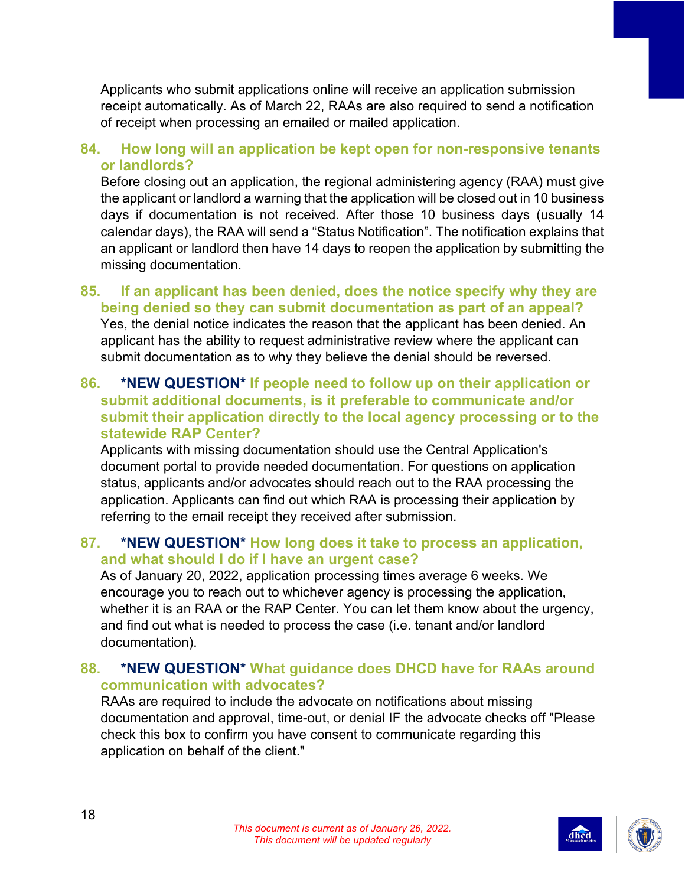Applicants who submit applications online will receive an application submission receipt automatically. As of March 22, RAAs are also required to send a notification of receipt when processing an emailed or mailed application.

### 84. How long will an application be kept open for non-responsive tenants or landlords?

Before closing out an application, the regional administering agency (RAA) must give the applicant or landlord a warning that the application will be closed out in 10 business days if documentation is not received. After those 10 business days (usually 14 calendar days), the RAA will send a "Status Notification". The notification explains that an applicant or landlord then have 14 days to reopen the application by submitting the missing documentation.

### 85. If an applicant has been denied, does the notice specify why they are being denied so they can submit documentation as part of an appeal?

Yes, the denial notice indicates the reason that the applicant has been denied. An applicant has the ability to request administrative review where the applicant can submit documentation as to why they believe the denial should be reversed.

### 86. *NEW QUESTION* If people need to follow up on their application or submit additional documents, is it preferable to communicate and/or submit their application directly to the local agency processing or to the statewide RAP Center?

Applicants with missing documentation should use the Central Application's document portal to provide needed documentation. For questions on application status, applicants and/or advocates should reach out to the RAA processing the application. Applicants can find out which RAA is processing their application by referring to the email receipt they received after submission.

### 87. *NEW QUESTION* How long does it take to process an application, and what should I do if I have an urgent case?

As of January 20, 2022, application processing times average 6 weeks. We encourage you to reach out to whichever agency is processing the application, whether it is an RAA or the RAP Center. You can let them know about the urgency, and find out what is needed to process the case (i.e. tenant and/or landlord documentation).

### 88. *NEW QUESTION* What guidance does DHCD have for RAAs around communication with advocates?

RAAs are required to include the advocate on notifications about missing documentation and approval, time-out, or denial IF the advocate checks off "Please check this box to confirm you have consent to communicate regarding this application on behalf of the client."

*This document is current as of January 26, 2022.*
*This document will be updated regularly*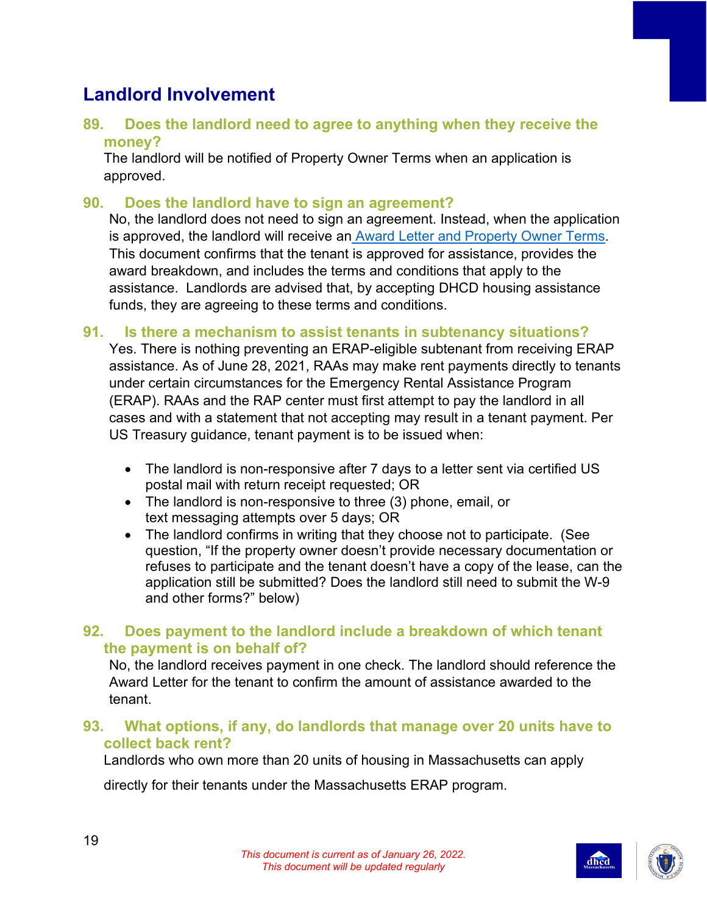## Landlord Involvement

### 89. Does the landlord need to agree to anything when they receive the money?

The landlord will be notified of Property Owner Terms when an application is approved.

### 90. Does the landlord have to sign an agreement?

No, the landlord does not need to sign an agreement. Instead, when the application is approved, the landlord will receive an Award Letter and Property Owner Terms. This document confirms that the tenant is approved for assistance, provides the award breakdown, and includes the terms and conditions that apply to the assistance. Landlords are advised that, by accepting DHCD housing assistance funds, they are agreeing to these terms and conditions.

### 91. Is there a mechanism to assist tenants in subtenancy situations?

Yes. There is nothing preventing an ERAP-eligible subtenant from receiving ERAP assistance. As of June 28, 2021, RAAs may make rent payments directly to tenants under certain circumstances for the Emergency Rental Assistance Program (ERAP). RAAs and the RAP center must first attempt to pay the landlord in all cases and with a statement that not accepting may result in a tenant payment. Per US Treasury guidance, tenant payment is to be issued when:

- The landlord is non-responsive after 7 days to a letter sent via certified US postal mail with return receipt requested; OR
- The landlord is non-responsive to three (3) phone, email, or text messaging attempts over 5 days; OR
- The landlord confirms in writing that they choose not to participate. (See question, "If the property owner doesn't provide necessary documentation or refuses to participate and the tenant doesn't have a copy of the lease, can the application still be submitted? Does the landlord still need to submit the W-9 and other forms?" below)

### 92. Does payment to the landlord include a breakdown of which tenant the payment is on behalf of?

No, the landlord receives payment in one check. The landlord should reference the Award Letter for the tenant to confirm the amount of assistance awarded to the tenant.

### 93. What options, if any, do landlords that manage over 20 units have to collect back rent?

Landlords who own more than 20 units of housing in Massachusetts can apply directly for their tenants under the Massachusetts ERAP program.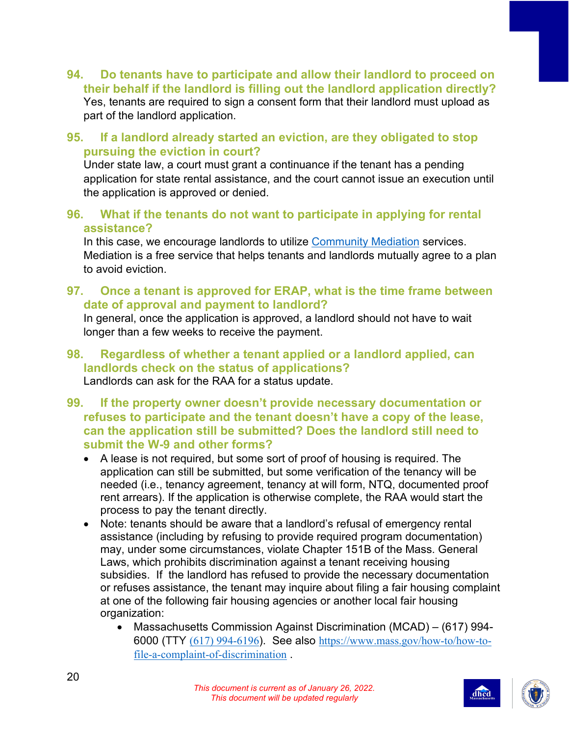### 94. Do tenants have to participate and allow their landlord to proceed on their behalf if the landlord is filling out the landlord application directly?

Yes, tenants are required to sign a consent form that their landlord must upload as part of the landlord application.

### 95. If a landlord already started an eviction, are they obligated to stop pursuing the eviction in court?

Under state law, a court must grant a continuance if the tenant has a pending application for state rental assistance, and the court cannot issue an execution until the application is approved or denied.

### 96. What if the tenants do not want to participate in applying for rental assistance?

In this case, we encourage landlords to utilize [Community Mediation](Community Mediation) services. Mediation is a free service that helps tenants and landlords mutually agree to a plan to avoid eviction.

### 97. Once a tenant is approved for ERAP, what is the time frame between date of approval and payment to landlord?

In general, once the application is approved, a landlord should not have to wait longer than a few weeks to receive the payment.

### 98. Regardless of whether a tenant applied or a landlord applied, can landlords check on the status of applications?

Landlords can ask for the RAA for a status update.

### 99. If the property owner doesn't provide necessary documentation or refuses to participate and the tenant doesn't have a copy of the lease, can the application still be submitted? Does the landlord still need to submit the W-9 and other forms?

- A lease is not required, but some sort of proof of housing is required. The application can still be submitted, but some verification of the tenancy will be needed (i.e., tenancy agreement, tenancy at will form, NTQ, documented proof rent arrears). If the application is otherwise complete, the RAA would start the process to pay the tenant directly.
- Note: tenants should be aware that a landlord's refusal of emergency rental assistance (including by refusing to provide required program documentation) may, under some circumstances, violate Chapter 151B of the Mass. General Laws, which prohibits discrimination against a tenant receiving housing subsidies. If the landlord has refused to provide the necessary documentation or refuses assistance, the tenant may inquire about filing a fair housing complaint at one of the following fair housing agencies or another local fair housing organization:
  - Massachusetts Commission Against Discrimination (MCAD) – (617) 994-6000 (TTY (617) 994-6196). See also https://www.mass.gov/how-to/how-to-file-a-complaint-of-discrimination .

*This document is current as of January 26, 2022.*
*This document will be updated regularly*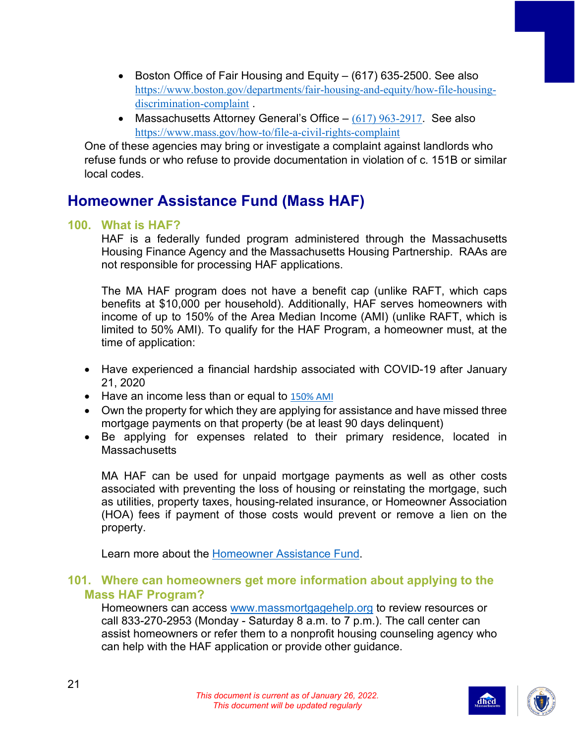- Boston Office of Fair Housing and Equity – (617) 635-2500. See also https://www.boston.gov/departments/fair-housing-and-equity/how-file-housing-discrimination-complaint .
- Massachusetts Attorney General's Office – (617) 963-2917. See also https://www.mass.gov/how-to/file-a-civil-rights-complaint

One of these agencies may bring or investigate a complaint against landlords who refuse funds or who refuse to provide documentation in violation of c. 151B or similar local codes.

## Homeowner Assistance Fund (Mass HAF)

### 100. What is HAF?

HAF is a federally funded program administered through the Massachusetts Housing Finance Agency and the Massachusetts Housing Partnership. RAAs are not responsible for processing HAF applications.

The MA HAF program does not have a benefit cap (unlike RAFT, which caps benefits at $10,000 per household). Additionally, HAF serves homeowners with income of up to 150% of the Area Median Income (AMI) (unlike RAFT, which is limited to 50% AMI). To qualify for the HAF Program, a homeowner must, at the time of application:

- Have experienced a financial hardship associated with COVID-19 after January 21, 2020
- Have an income less than or equal to 150% AMI
- Own the property for which they are applying for assistance and have missed three mortgage payments on that property (be at least 90 days delinquent)
- Be applying for expenses related to their primary residence, located in Massachusetts

MA HAF can be used for unpaid mortgage payments as well as other costs associated with preventing the loss of housing or reinstating the mortgage, such as utilities, property taxes, housing-related insurance, or Homeowner Association (HOA) fees if payment of those costs would prevent or remove a lien on the property.

Learn more about the Homeowner Assistance Fund.

### 101. Where can homeowners get more information about applying to the Mass HAF Program?

Homeowners can access www.massmortgagehelp.org to review resources or call 833-270-2953 (Monday - Saturday 8 a.m. to 7 p.m.). The call center can assist homeowners or refer them to a nonprofit housing counseling agency who can help with the HAF application or provide other guidance.

*This document is current as of January 26, 2022.*
*This document will be updated regularly*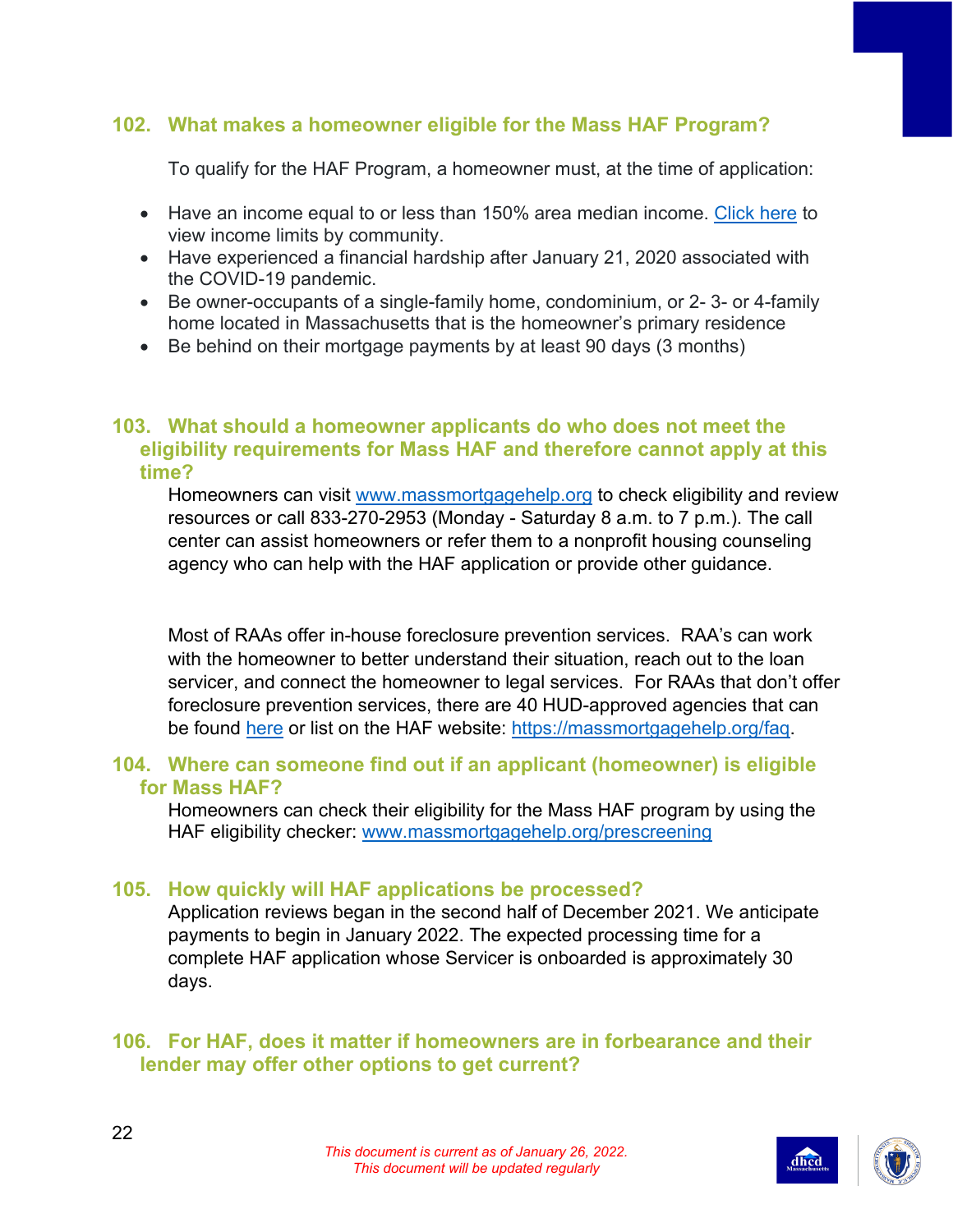### 102. What makes a homeowner eligible for the Mass HAF Program?

To qualify for the HAF Program, a homeowner must, at the time of application:

- Have an income equal to or less than 150% area median income. [Click here](#) to view income limits by community.
- Have experienced a financial hardship after January 21, 2020 associated with the COVID-19 pandemic.
- Be owner-occupants of a single-family home, condominium, or 2- 3- or 4-family home located in Massachusetts that is the homeowner's primary residence
- Be behind on their mortgage payments by at least 90 days (3 months)

### 103. What should a homeowner applicants do who does not meet the eligibility requirements for Mass HAF and therefore cannot apply at this time?

Homeowners can visit [www.massmortgagehelp.org](www.massmortgagehelp.org) to check eligibility and review resources or call 833-270-2953 (Monday - Saturday 8 a.m. to 7 p.m.). The call center can assist homeowners or refer them to a nonprofit housing counseling agency who can help with the HAF application or provide other guidance.

Most of RAAs offer in-house foreclosure prevention services. RAA's can work with the homeowner to better understand their situation, reach out to the loan servicer, and connect the homeowner to legal services. For RAAs that don't offer foreclosure prevention services, there are 40 HUD-approved agencies that can be found [here](#) or list on the HAF website: [https://massmortgagehelp.org/faq](https://massmortgagehelp.org/faq).

### 104. Where can someone find out if an applicant (homeowner) is eligible for Mass HAF?

Homeowners can check their eligibility for the Mass HAF program by using the HAF eligibility checker: [www.massmortgagehelp.org/prescreening](www.massmortgagehelp.org/prescreening)

### 105. How quickly will HAF applications be processed?

Application reviews began in the second half of December 2021. We anticipate payments to begin in January 2022. The expected processing time for a complete HAF application whose Servicer is onboarded is approximately 30 days.

### 106. For HAF, does it matter if homeowners are in forbearance and their lender may offer other options to get current?

*This document is current as of January 26, 2022.*
*This document will be updated regularly*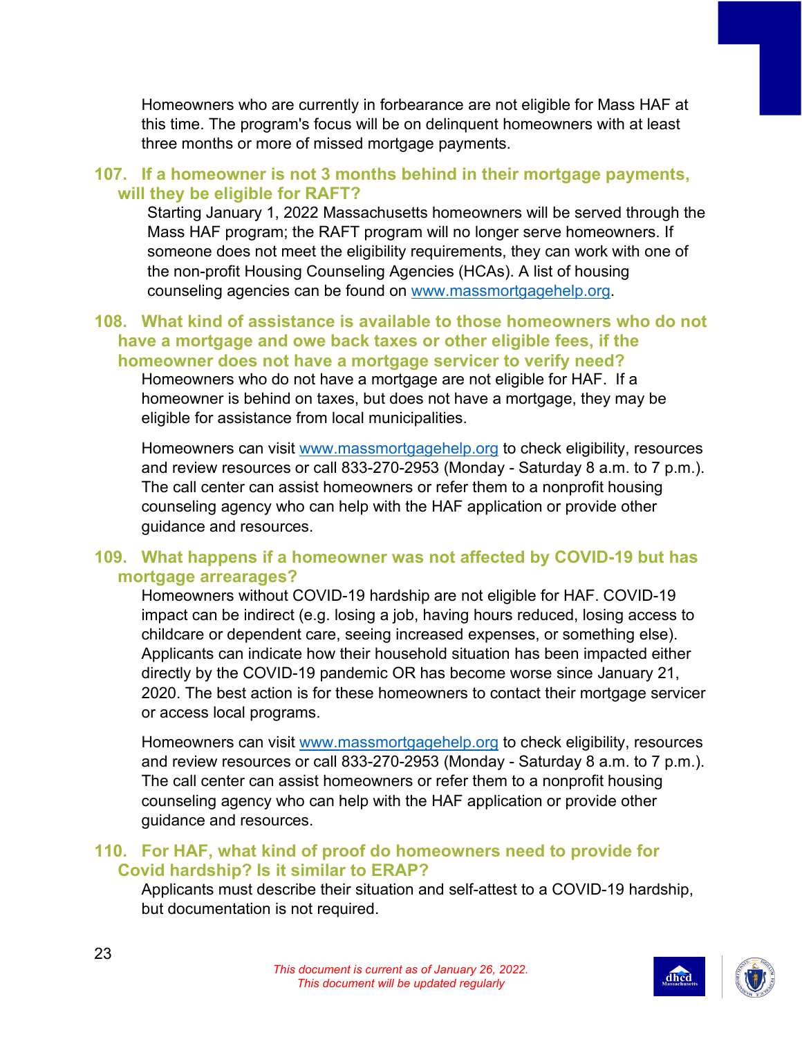Homeowners who are currently in forbearance are not eligible for Mass HAF at this time. The program's focus will be on delinquent homeowners with at least three months or more of missed mortgage payments.

### 107. If a homeowner is not 3 months behind in their mortgage payments, will they be eligible for RAFT?

Starting January 1, 2022 Massachusetts homeowners will be served through the Mass HAF program; the RAFT program will no longer serve homeowners. If someone does not meet the eligibility requirements, they can work with one of the non-profit Housing Counseling Agencies (HCAs). A list of housing counseling agencies can be found on www.massmortgagehelp.org.

### 108. What kind of assistance is available to those homeowners who do not have a mortgage and owe back taxes or other eligible fees, if the homeowner does not have a mortgage servicer to verify need?

Homeowners who do not have a mortgage are not eligible for HAF. If a homeowner is behind on taxes, but does not have a mortgage, they may be eligible for assistance from local municipalities.

Homeowners can visit www.massmortgagehelp.org to check eligibility, resources and review resources or call 833-270-2953 (Monday - Saturday 8 a.m. to 7 p.m.). The call center can assist homeowners or refer them to a nonprofit housing counseling agency who can help with the HAF application or provide other guidance and resources.

### 109. What happens if a homeowner was not affected by COVID-19 but has mortgage arrearages?

Homeowners without COVID-19 hardship are not eligible for HAF. COVID-19 impact can be indirect (e.g. losing a job, having hours reduced, losing access to childcare or dependent care, seeing increased expenses, or something else). Applicants can indicate how their household situation has been impacted either directly by the COVID-19 pandemic OR has become worse since January 21, 2020. The best action is for these homeowners to contact their mortgage servicer or access local programs.

Homeowners can visit www.massmortgagehelp.org to check eligibility, resources and review resources or call 833-270-2953 (Monday - Saturday 8 a.m. to 7 p.m.). The call center can assist homeowners or refer them to a nonprofit housing counseling agency who can help with the HAF application or provide other guidance and resources.

### 110. For HAF, what kind of proof do homeowners need to provide for Covid hardship? Is it similar to ERAP?

Applicants must describe their situation and self-attest to a COVID-19 hardship, but documentation is not required.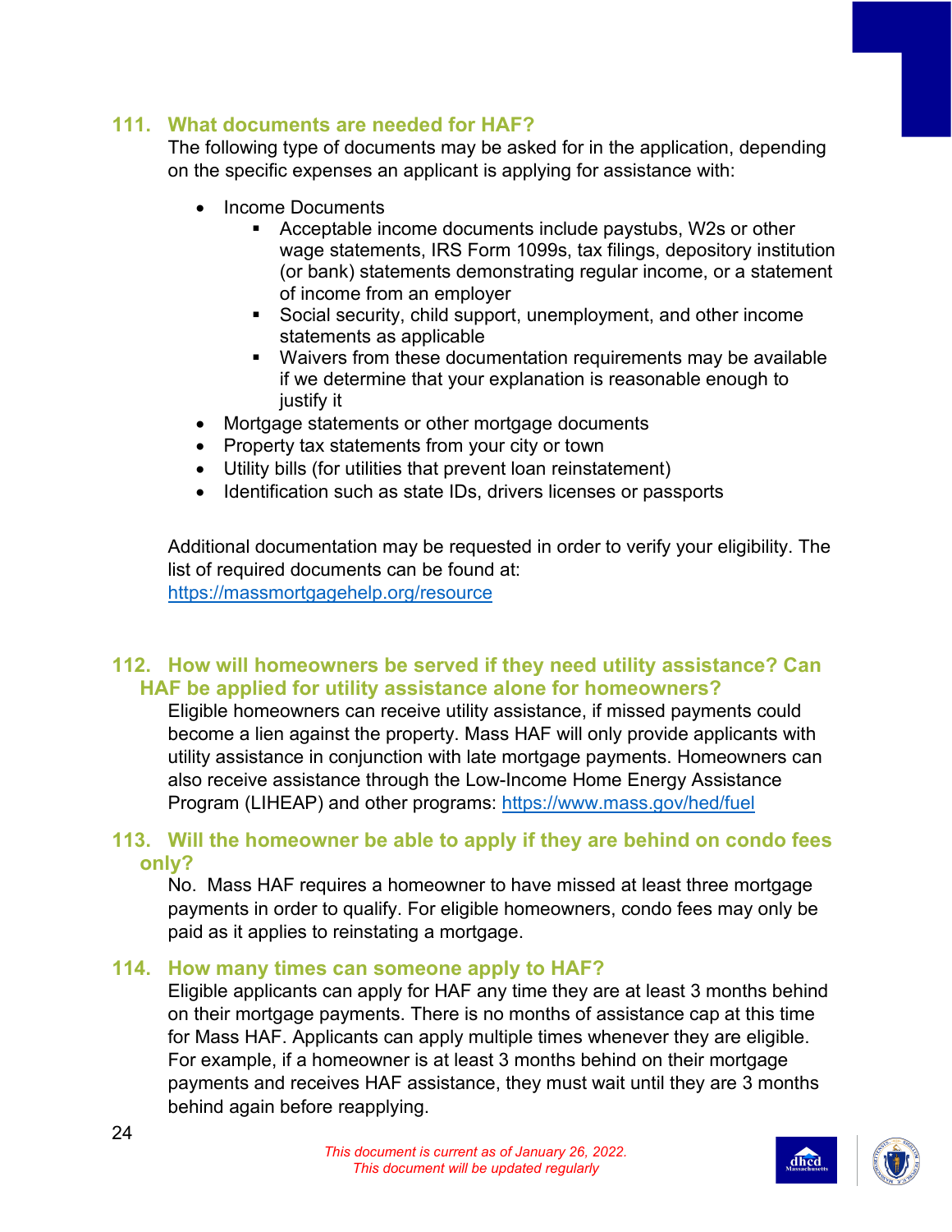### 111. What documents are needed for HAF?

The following type of documents may be asked for in the application, depending on the specific expenses an applicant is applying for assistance with:

- Income Documents
  - Acceptable income documents include paystubs, W2s or other wage statements, IRS Form 1099s, tax filings, depository institution (or bank) statements demonstrating regular income, or a statement of income from an employer
  - Social security, child support, unemployment, and other income statements as applicable
  - Waivers from these documentation requirements may be available if we determine that your explanation is reasonable enough to justify it
- Mortgage statements or other mortgage documents
- Property tax statements from your city or town
- Utility bills (for utilities that prevent loan reinstatement)
- Identification such as state IDs, drivers licenses or passports

Additional documentation may be requested in order to verify your eligibility. The list of required documents can be found at: https://massmortgagehelp.org/resource

### 112. How will homeowners be served if they need utility assistance? Can HAF be applied for utility assistance alone for homeowners?

Eligible homeowners can receive utility assistance, if missed payments could become a lien against the property. Mass HAF will only provide applicants with utility assistance in conjunction with late mortgage payments. Homeowners can also receive assistance through the Low-Income Home Energy Assistance Program (LIHEAP) and other programs: https://www.mass.gov/hed/fuel

### 113. Will the homeowner be able to apply if they are behind on condo fees only?

No. Mass HAF requires a homeowner to have missed at least three mortgage payments in order to qualify. For eligible homeowners, condo fees may only be paid as it applies to reinstating a mortgage.

### 114. How many times can someone apply to HAF?

Eligible applicants can apply for HAF any time they are at least 3 months behind on their mortgage payments. There is no months of assistance cap at this time for Mass HAF. Applicants can apply multiple times whenever they are eligible. For example, if a homeowner is at least 3 months behind on their mortgage payments and receives HAF assistance, they must wait until they are 3 months behind again before reapplying.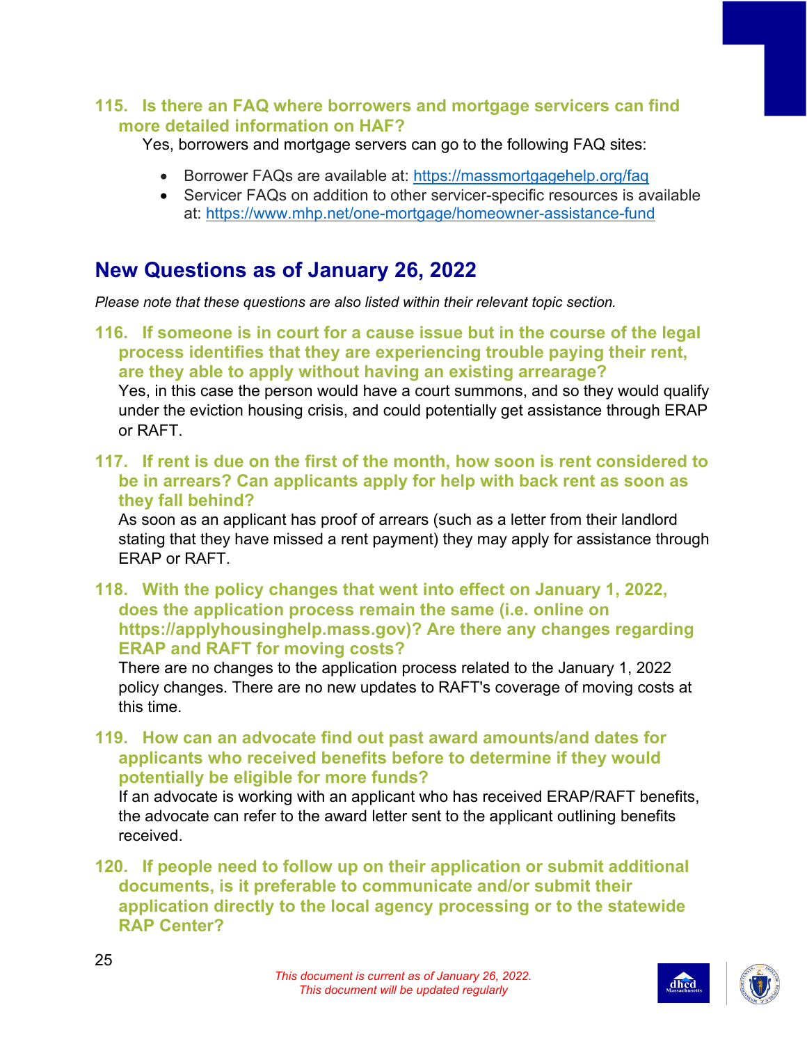### 115. Is there an FAQ where borrowers and mortgage servicers can find more detailed information on HAF?

Yes, borrowers and mortgage servers can go to the following FAQ sites:

- Borrower FAQs are available at: https://massmortgagehelp.org/faq
- Servicer FAQs on addition to other servicer-specific resources is available at: https://www.mhp.net/one-mortgage/homeowner-assistance-fund

## New Questions as of January 26, 2022

*Please note that these questions are also listed within their relevant topic section.*

### 116. If someone is in court for a cause issue but in the course of the legal process identifies that they are experiencing trouble paying their rent, are they able to apply without having an existing arrearage?

Yes, in this case the person would have a court summons, and so they would qualify under the eviction housing crisis, and could potentially get assistance through ERAP or RAFT.

### 117. If rent is due on the first of the month, how soon is rent considered to be in arrears? Can applicants apply for help with back rent as soon as they fall behind?

As soon as an applicant has proof of arrears (such as a letter from their landlord stating that they have missed a rent payment) they may apply for assistance through ERAP or RAFT.

### 118. With the policy changes that went into effect on January 1, 2022, does the application process remain the same (i.e. online on https://applyhousinghelp.mass.gov)? Are there any changes regarding ERAP and RAFT for moving costs?

There are no changes to the application process related to the January 1, 2022 policy changes. There are no new updates to RAFT's coverage of moving costs at this time.

### 119. How can an advocate find out past award amounts/and dates for applicants who received benefits before to determine if they would potentially be eligible for more funds?

If an advocate is working with an applicant who has received ERAP/RAFT benefits, the advocate can refer to the award letter sent to the applicant outlining benefits received.

### 120. If people need to follow up on their application or submit additional documents, is it preferable to communicate and/or submit their application directly to the local agency processing or to the statewide RAP Center?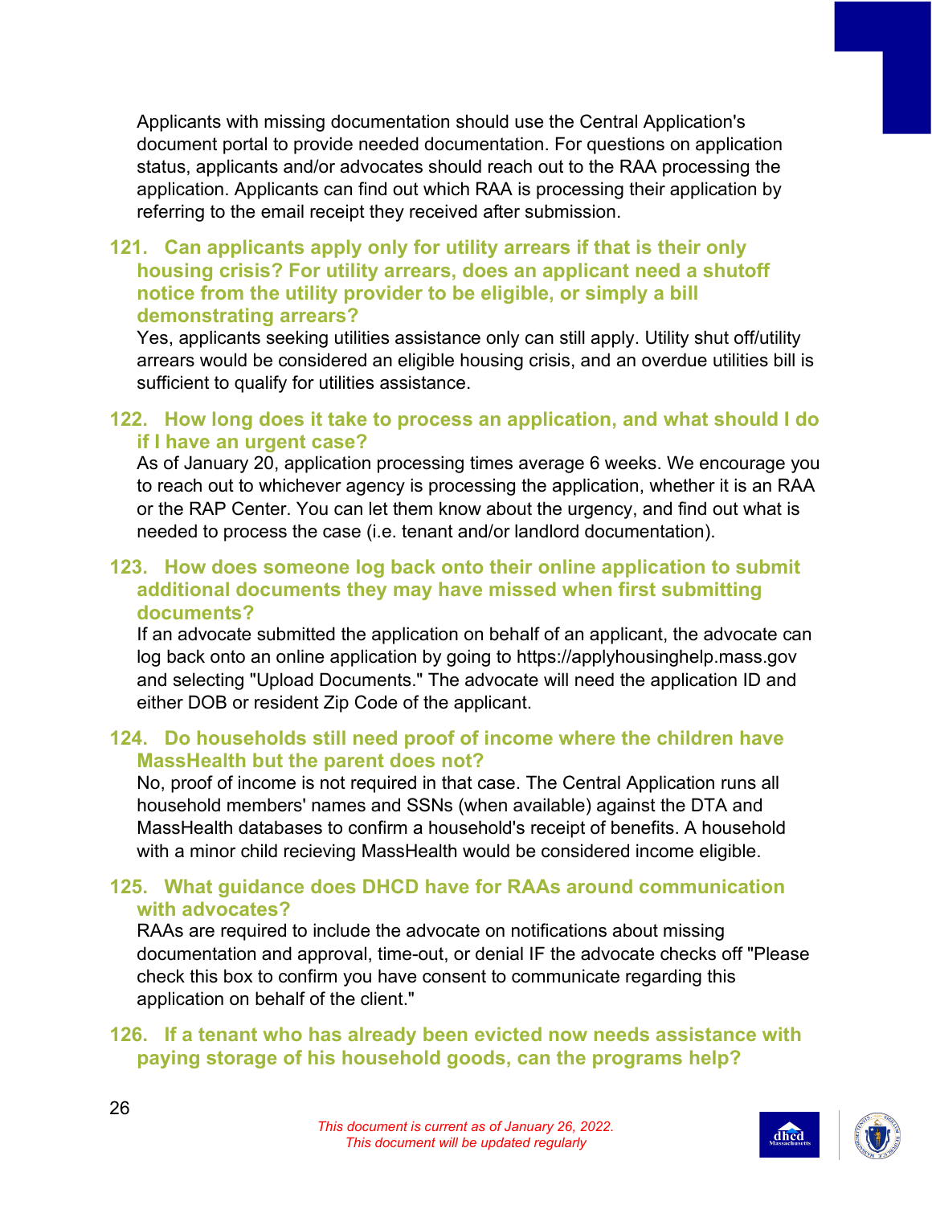Applicants with missing documentation should use the Central Application's document portal to provide needed documentation. For questions on application status, applicants and/or advocates should reach out to the RAA processing the application. Applicants can find out which RAA is processing their application by referring to the email receipt they received after submission.

### 121. Can applicants apply only for utility arrears if that is their only housing crisis? For utility arrears, does an applicant need a shutoff notice from the utility provider to be eligible, or simply a bill demonstrating arrears?

Yes, applicants seeking utilities assistance only can still apply. Utility shut off/utility arrears would be considered an eligible housing crisis, and an overdue utilities bill is sufficient to qualify for utilities assistance.

### 122. How long does it take to process an application, and what should I do if I have an urgent case?

As of January 20, application processing times average 6 weeks. We encourage you to reach out to whichever agency is processing the application, whether it is an RAA or the RAP Center. You can let them know about the urgency, and find out what is needed to process the case (i.e. tenant and/or landlord documentation).

### 123. How does someone log back onto their online application to submit additional documents they may have missed when first submitting documents?

If an advocate submitted the application on behalf of an applicant, the advocate can log back onto an online application by going to https://applyhousinghelp.mass.gov and selecting "Upload Documents." The advocate will need the application ID and either DOB or resident Zip Code of the applicant.

### 124. Do households still need proof of income where the children have MassHealth but the parent does not?

No, proof of income is not required in that case. The Central Application runs all household members' names and SSNs (when available) against the DTA and MassHealth databases to confirm a household's receipt of benefits. A household with a minor child recieving MassHealth would be considered income eligible.

### 125. What guidance does DHCD have for RAAs around communication with advocates?

RAAs are required to include the advocate on notifications about missing documentation and approval, time-out, or denial IF the advocate checks off "Please check this box to confirm you have consent to communicate regarding this application on behalf of the client."

### 126. If a tenant who has already been evicted now needs assistance with paying storage of his household goods, can the programs help?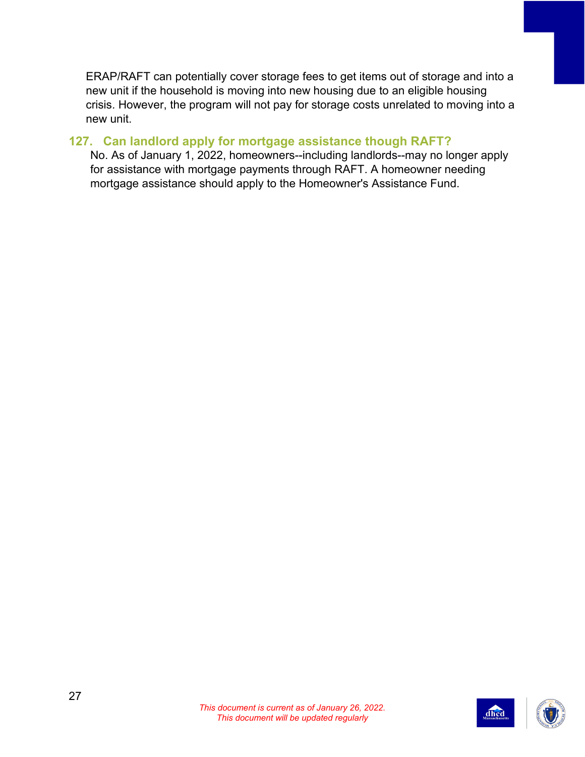ERAP/RAFT can potentially cover storage fees to get items out of storage and into a new unit if the household is moving into new housing due to an eligible housing crisis. However, the program will not pay for storage costs unrelated to moving into a new unit.

### 127. Can landlord apply for mortgage assistance though RAFT?

No. As of January 1, 2022, homeowners--including landlords--may no longer apply for assistance with mortgage payments through RAFT. A homeowner needing mortgage assistance should apply to the Homeowner's Assistance Fund.